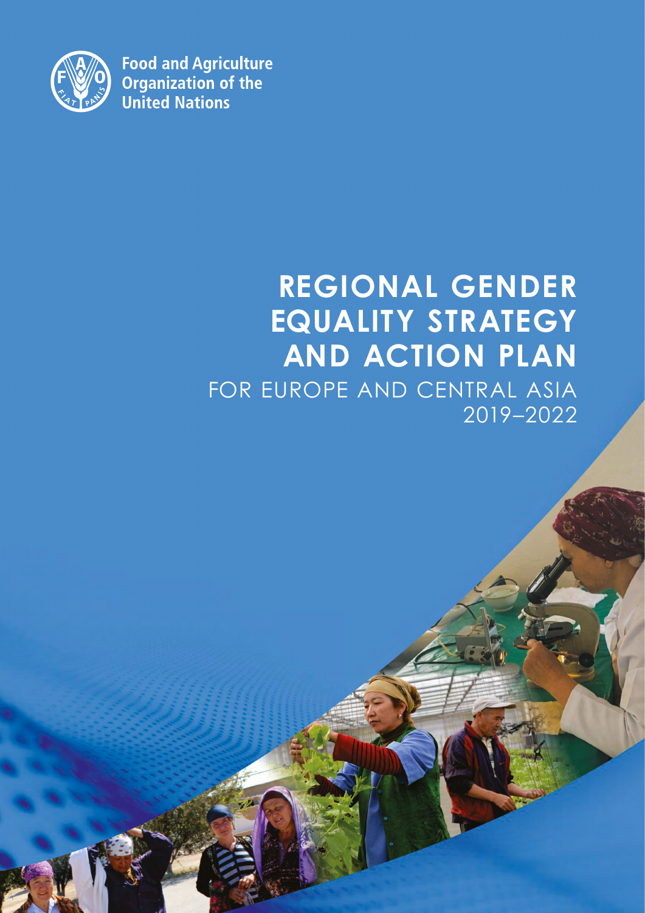Food and Agriculture Organization of the United Nations

# REGIONAL GENDER EQUALITY STRATEGY AND ACTION PLAN

FOR EUROPE AND CENTRAL ASIA 2019–2022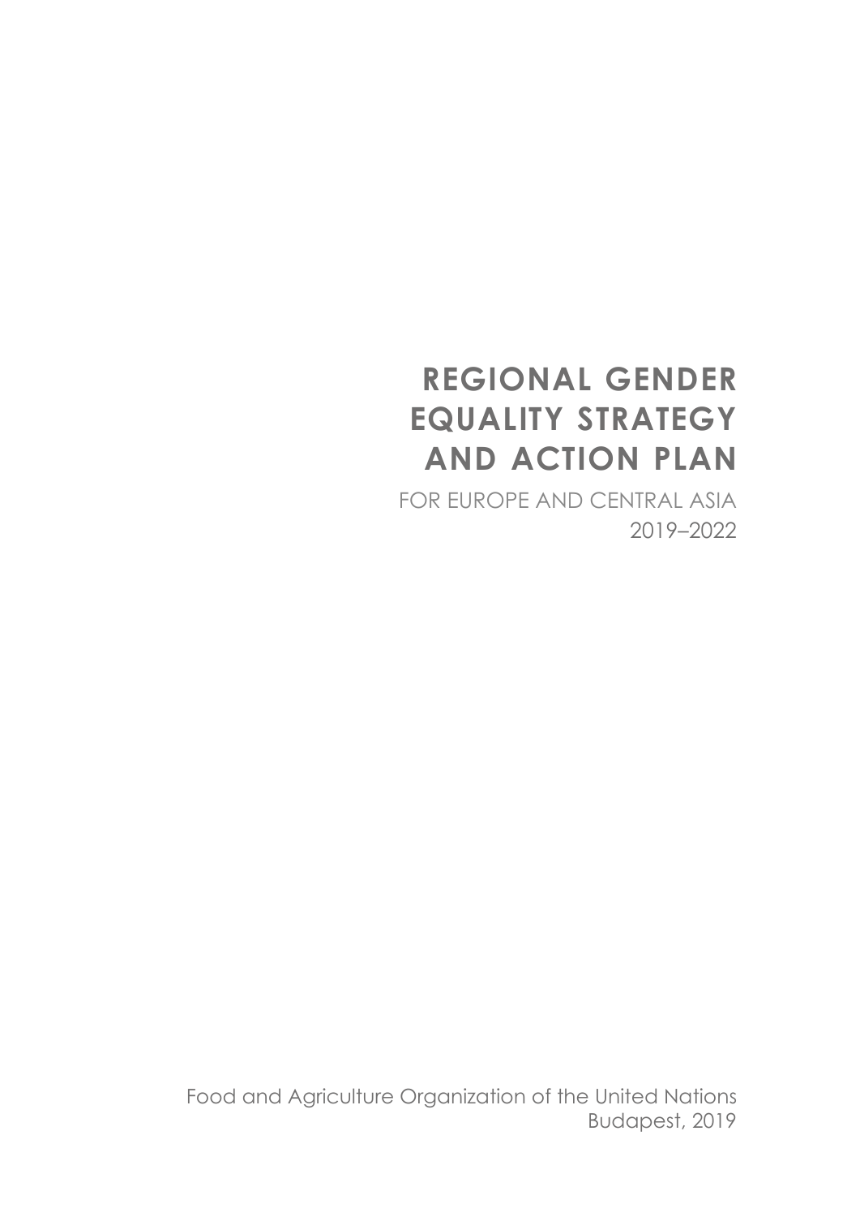# REGIONAL GENDER EQUALITY STRATEGY AND ACTION PLAN

FOR EUROPE AND CENTRAL ASIA

2019–2022

Food and Agriculture Organization of the United Nations

Budapest, 2019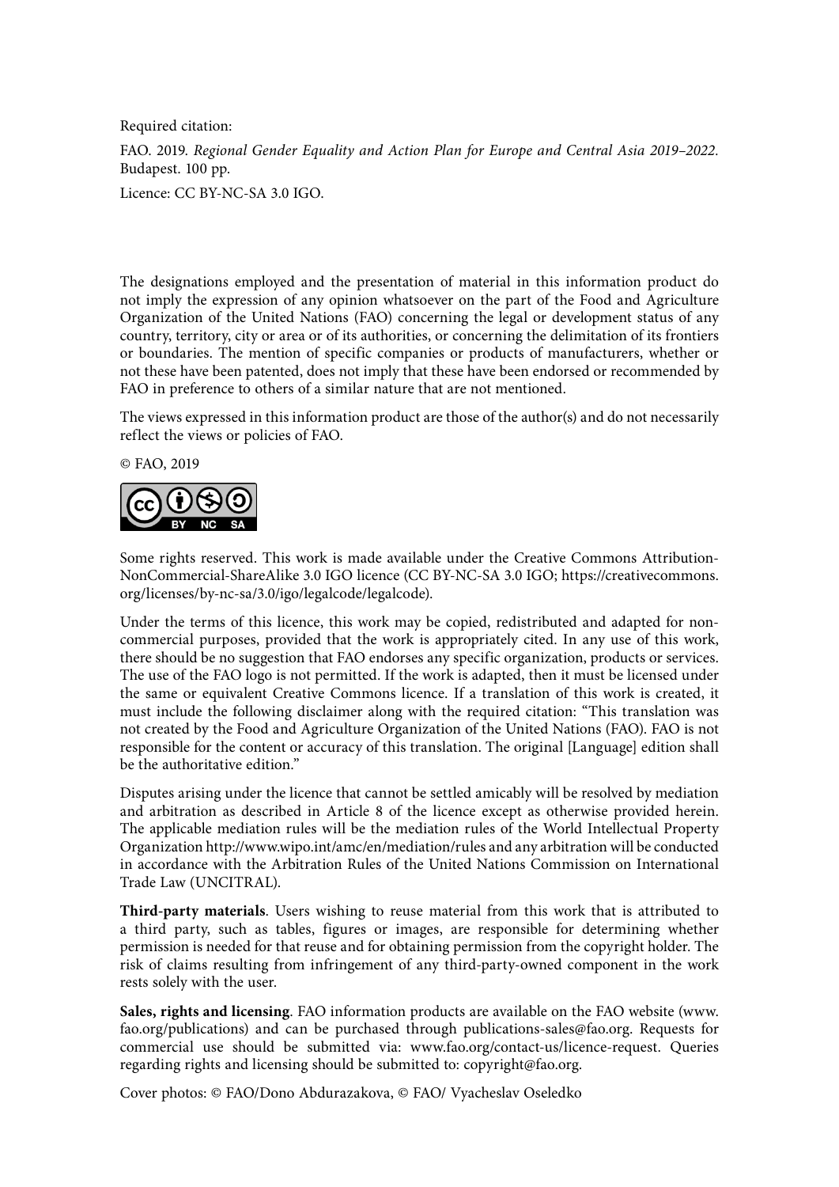Required citation:

FAO. 2019. *Regional Gender Equality and Action Plan for Europe and Central Asia 2019–2022.* Budapest. 100 pp.

Licence: CC BY-NC-SA 3.0 IGO.

The designations employed and the presentation of material in this information product do not imply the expression of any opinion whatsoever on the part of the Food and Agriculture Organization of the United Nations (FAO) concerning the legal or development status of any country, territory, city or area or of its authorities, or concerning the delimitation of its frontiers or boundaries. The mention of specific companies or products of manufacturers, whether or not these have been patented, does not imply that these have been endorsed or recommended by FAO in preference to others of a similar nature that are not mentioned.

The views expressed in this information product are those of the author(s) and do not necessarily reflect the views or policies of FAO.

© FAO, 2019

Some rights reserved. This work is made available under the Creative Commons Attribution-NonCommercial-ShareAlike 3.0 IGO licence (CC BY-NC-SA 3.0 IGO; https://creativecommons.org/licenses/by-nc-sa/3.0/igo/legalcode/legalcode).

Under the terms of this licence, this work may be copied, redistributed and adapted for non-commercial purposes, provided that the work is appropriately cited. In any use of this work, there should be no suggestion that FAO endorses any specific organization, products or services. The use of the FAO logo is not permitted. If the work is adapted, then it must be licensed under the same or equivalent Creative Commons licence. If a translation of this work is created, it must include the following disclaimer along with the required citation: "This translation was not created by the Food and Agriculture Organization of the United Nations (FAO). FAO is not responsible for the content or accuracy of this translation. The original [Language] edition shall be the authoritative edition."

Disputes arising under the licence that cannot be settled amicably will be resolved by mediation and arbitration as described in Article 8 of the licence except as otherwise provided herein. The applicable mediation rules will be the mediation rules of the World Intellectual Property Organization http://www.wipo.int/amc/en/mediation/rules and any arbitration will be conducted in accordance with the Arbitration Rules of the United Nations Commission on International Trade Law (UNCITRAL).

**Third-party materials**. Users wishing to reuse material from this work that is attributed to a third party, such as tables, figures or images, are responsible for determining whether permission is needed for that reuse and for obtaining permission from the copyright holder. The risk of claims resulting from infringement of any third-party-owned component in the work rests solely with the user.

**Sales, rights and licensing**. FAO information products are available on the FAO website (www.fao.org/publications) and can be purchased through publications-sales@fao.org. Requests for commercial use should be submitted via: www.fao.org/contact-us/licence-request. Queries regarding rights and licensing should be submitted to: copyright@fao.org.

Cover photos: © FAO/Dono Abdurazakova, © FAO/ Vyacheslav Oseledko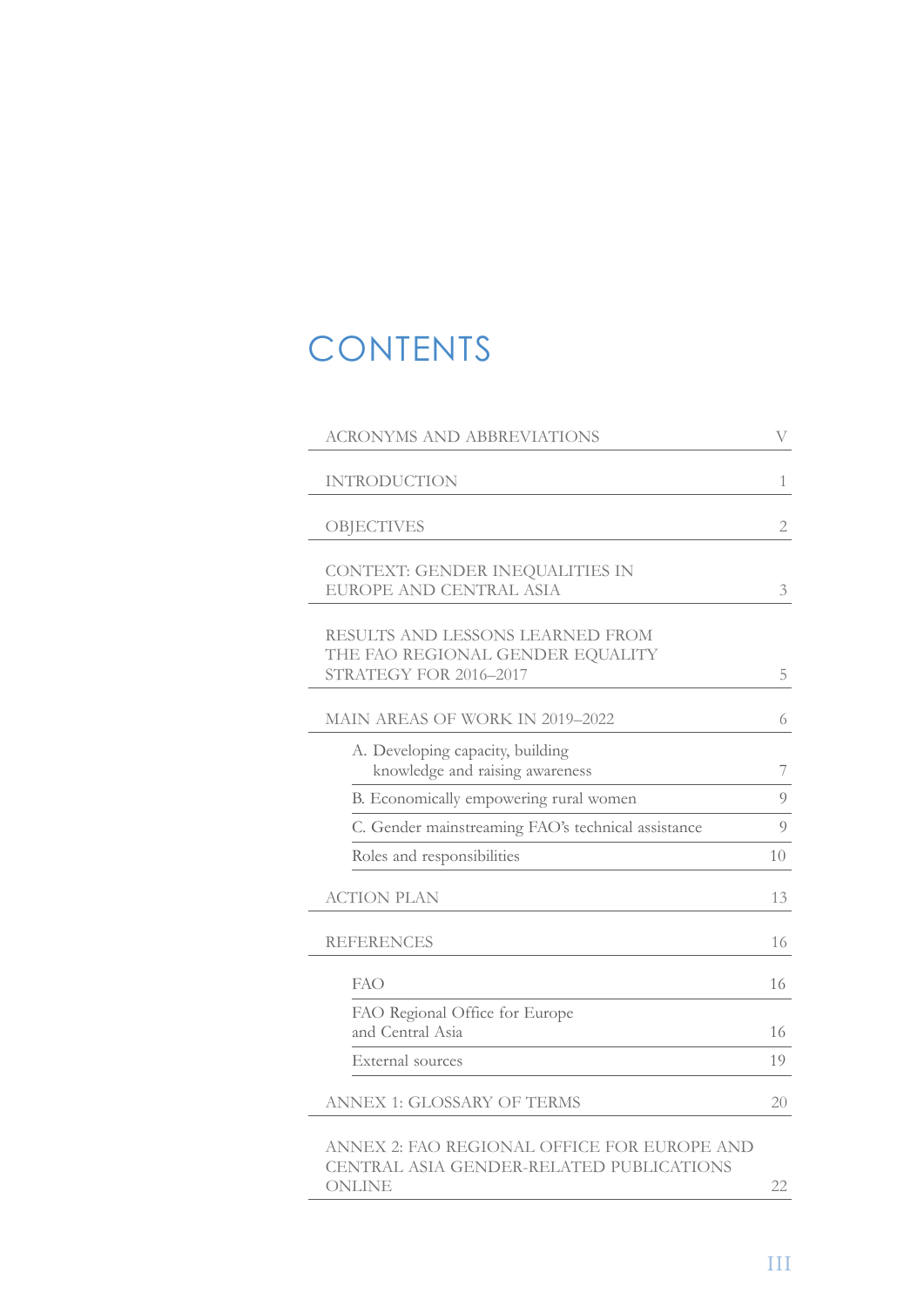# CONTENTS

| | |
|---|---|
| ACRONYMS AND ABBREVIATIONS | V |
| INTRODUCTION | 1 |
| OBJECTIVES | 2 |
| CONTEXT: GENDER INEQUALITIES IN EUROPE AND CENTRAL ASIA | 3 |
| RESULTS AND LESSONS LEARNED FROM THE FAO REGIONAL GENDER EQUALITY STRATEGY FOR 2016–2017 | 5 |
| MAIN AREAS OF WORK IN 2019–2022 | 6 |
| A. Developing capacity, building knowledge and raising awareness | 7 |
| B. Economically empowering rural women | 9 |
| C. Gender mainstreaming FAO's technical assistance | 9 |
| Roles and responsibilities | 10 |
| ACTION PLAN | 13 |
| REFERENCES | 16 |
| FAO | 16 |
| FAO Regional Office for Europe and Central Asia | 16 |
| External sources | 19 |
| ANNEX 1: GLOSSARY OF TERMS | 20 |
| ANNEX 2: FAO REGIONAL OFFICE FOR EUROPE AND CENTRAL ASIA GENDER-RELATED PUBLICATIONS ONLINE | 22 |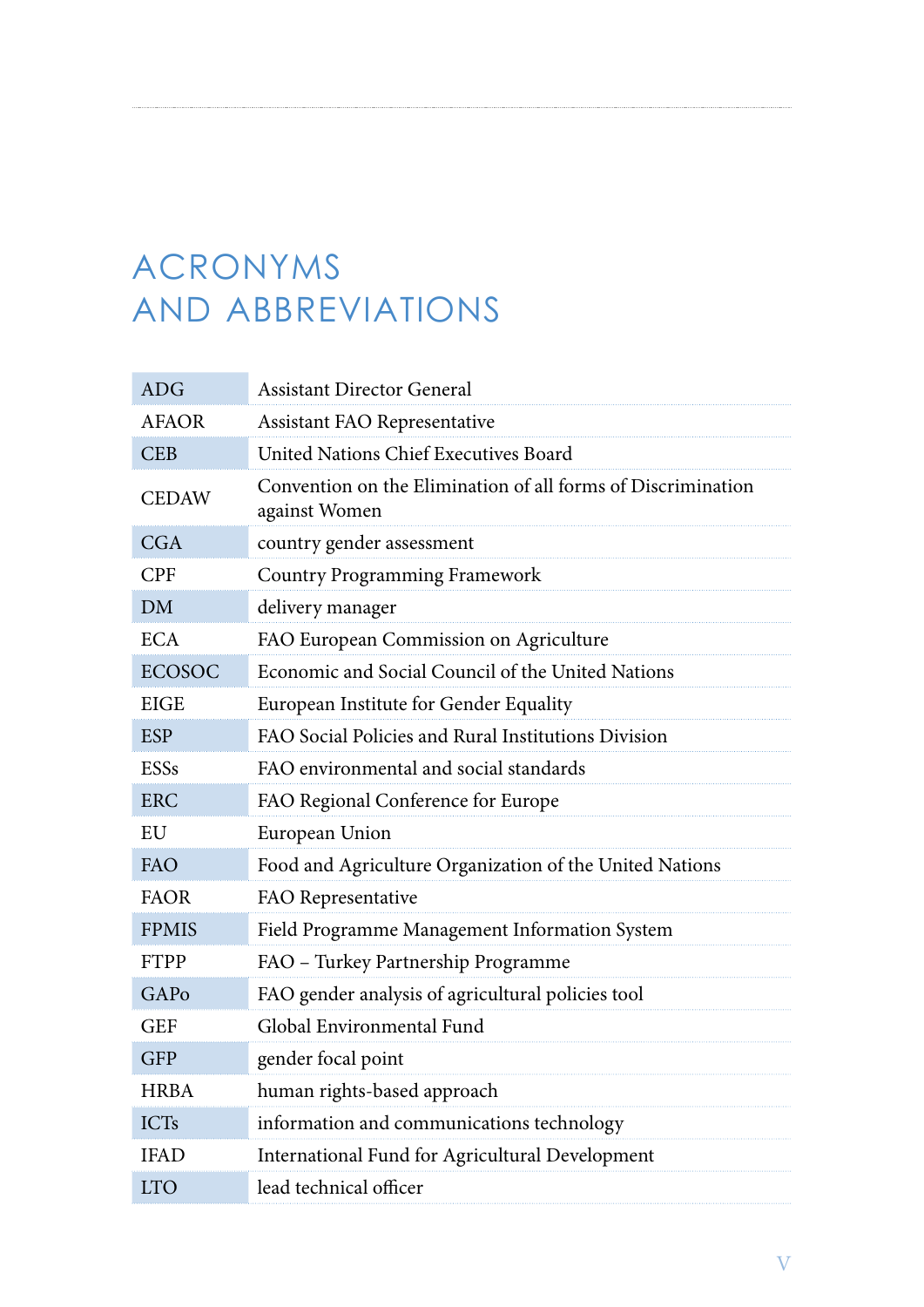# ACRONYMS AND ABBREVIATIONS

| | |
|---|---|
| ADG | Assistant Director General |
| AFAOR | Assistant FAO Representative |
| CEB | United Nations Chief Executives Board |
| CEDAW | Convention on the Elimination of all forms of Discrimination against Women |
| CGA | country gender assessment |
| CPF | Country Programming Framework |
| DM | delivery manager |
| ECA | FAO European Commission on Agriculture |
| ECOSOC | Economic and Social Council of the United Nations |
| EIGE | European Institute for Gender Equality |
| ESP | FAO Social Policies and Rural Institutions Division |
| ESSs | FAO environmental and social standards |
| ERC | FAO Regional Conference for Europe |
| EU | European Union |
| FAO | Food and Agriculture Organization of the United Nations |
| FAOR | FAO Representative |
| FPMIS | Field Programme Management Information System |
| FTPP | FAO – Turkey Partnership Programme |
| GAPo | FAO gender analysis of agricultural policies tool |
| GEF | Global Environmental Fund |
| GFP | gender focal point |
| HRBA | human rights-based approach |
| ICTs | information and communications technology |
| IFAD | International Fund for Agricultural Development |
| LTO | lead technical officer |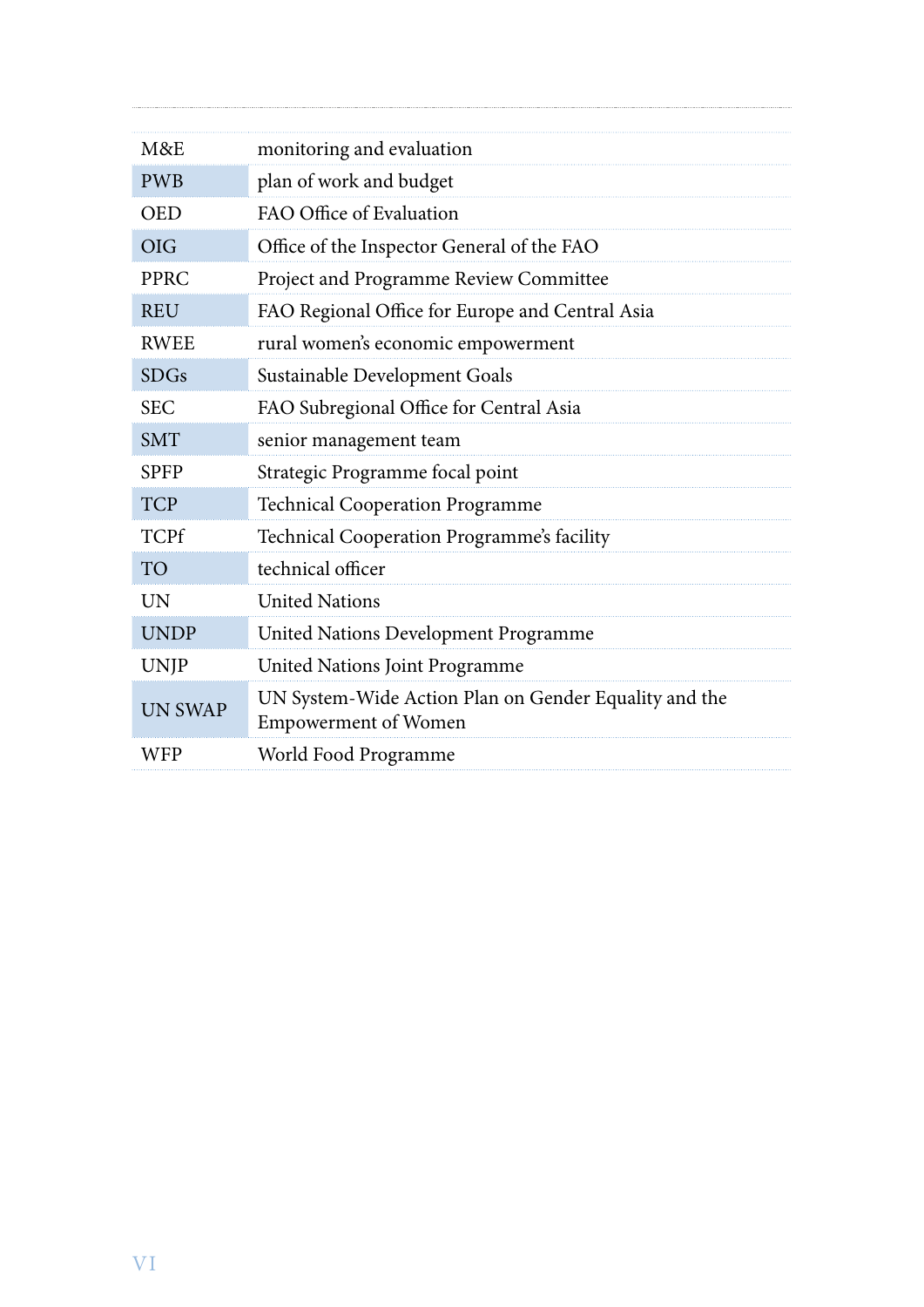| | |
|---|---|
| M&E | monitoring and evaluation |
| PWB | plan of work and budget |
| OED | FAO Office of Evaluation |
| OIG | Office of the Inspector General of the FAO |
| PPRC | Project and Programme Review Committee |
| REU | FAO Regional Office for Europe and Central Asia |
| RWEE | rural women's economic empowerment |
| SDGs | Sustainable Development Goals |
| SEC | FAO Subregional Office for Central Asia |
| SMT | senior management team |
| SPFP | Strategic Programme focal point |
| TCP | Technical Cooperation Programme |
| TCPf | Technical Cooperation Programme's facility |
| TO | technical officer |
| UN | United Nations |
| UNDP | United Nations Development Programme |
| UNJP | United Nations Joint Programme |
| UN SWAP | UN System-Wide Action Plan on Gender Equality and the Empowerment of Women |
| WFP | World Food Programme |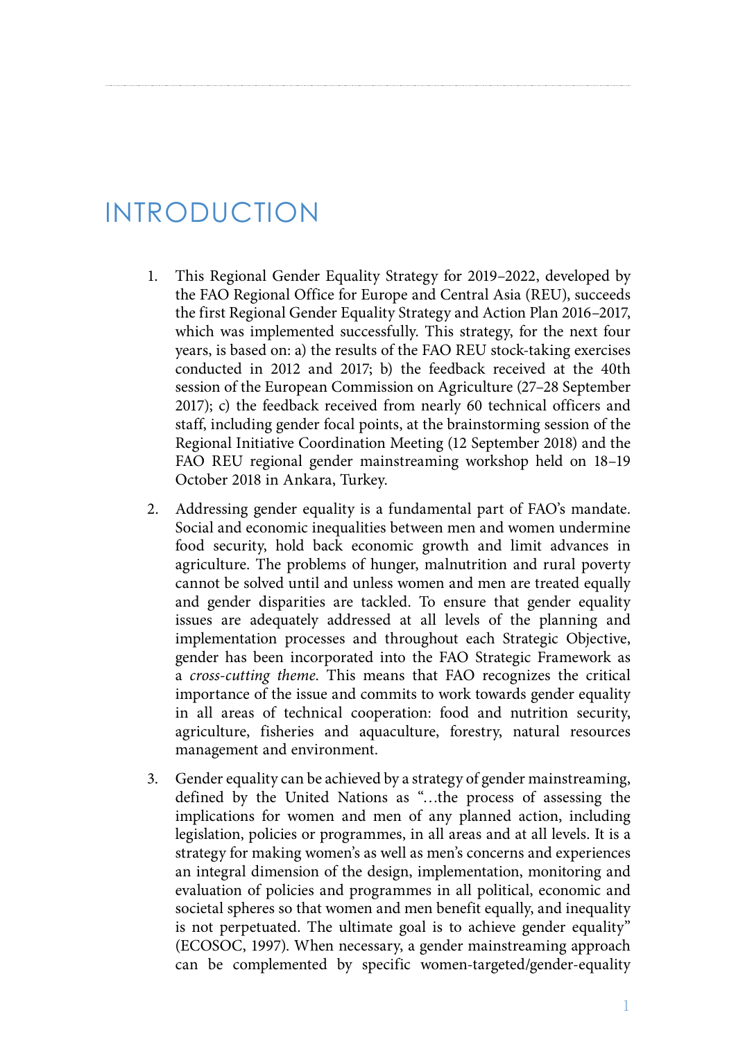# INTRODUCTION

1. This Regional Gender Equality Strategy for 2019–2022, developed by the FAO Regional Office for Europe and Central Asia (REU), succeeds the first Regional Gender Equality Strategy and Action Plan 2016–2017, which was implemented successfully. This strategy, for the next four years, is based on: a) the results of the FAO REU stock-taking exercises conducted in 2012 and 2017; b) the feedback received at the 40th session of the European Commission on Agriculture (27–28 September 2017); c) the feedback received from nearly 60 technical officers and staff, including gender focal points, at the brainstorming session of the Regional Initiative Coordination Meeting (12 September 2018) and the FAO REU regional gender mainstreaming workshop held on 18–19 October 2018 in Ankara, Turkey.

2. Addressing gender equality is a fundamental part of FAO's mandate. Social and economic inequalities between men and women undermine food security, hold back economic growth and limit advances in agriculture. The problems of hunger, malnutrition and rural poverty cannot be solved until and unless women and men are treated equally and gender disparities are tackled. To ensure that gender equality issues are adequately addressed at all levels of the planning and implementation processes and throughout each Strategic Objective, gender has been incorporated into the FAO Strategic Framework as a *cross-cutting theme*. This means that FAO recognizes the critical importance of the issue and commits to work towards gender equality in all areas of technical cooperation: food and nutrition security, agriculture, fisheries and aquaculture, forestry, natural resources management and environment.

3. Gender equality can be achieved by a strategy of gender mainstreaming, defined by the United Nations as "…the process of assessing the implications for women and men of any planned action, including legislation, policies or programmes, in all areas and at all levels. It is a strategy for making women's as well as men's concerns and experiences an integral dimension of the design, implementation, monitoring and evaluation of policies and programmes in all political, economic and societal spheres so that women and men benefit equally, and inequality is not perpetuated. The ultimate goal is to achieve gender equality" (ECOSOC, 1997). When necessary, a gender mainstreaming approach can be complemented by specific women-targeted/gender-equality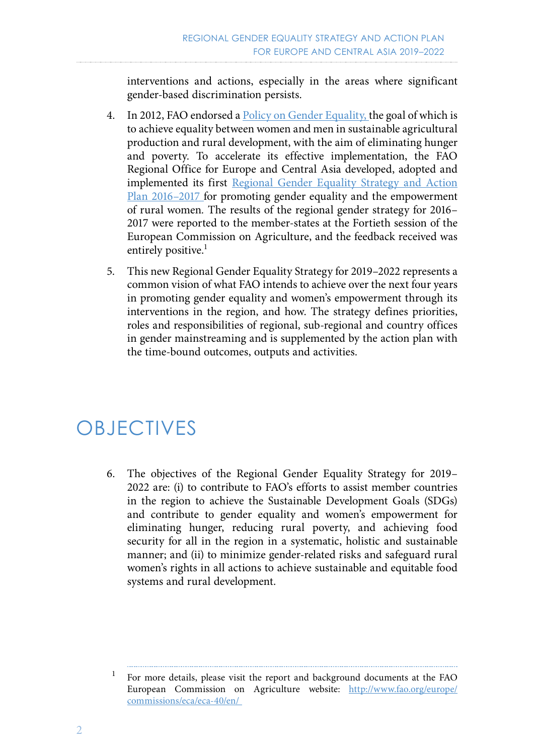interventions and actions, especially in the areas where significant gender-based discrimination persists.

4. In 2012, FAO endorsed a Policy on Gender Equality, the goal of which is to achieve equality between women and men in sustainable agricultural production and rural development, with the aim of eliminating hunger and poverty. To accelerate its effective implementation, the FAO Regional Office for Europe and Central Asia developed, adopted and implemented its first Regional Gender Equality Strategy and Action Plan 2016–2017 for promoting gender equality and the empowerment of rural women. The results of the regional gender strategy for 2016–2017 were reported to the member-states at the Fortieth session of the European Commission on Agriculture, and the feedback received was entirely positive.[1]

5. This new Regional Gender Equality Strategy for 2019–2022 represents a common vision of what FAO intends to achieve over the next four years in promoting gender equality and women's empowerment through its interventions in the region, and how. The strategy defines priorities, roles and responsibilities of regional, sub-regional and country offices in gender mainstreaming and is supplemented by the action plan with the time-bound outcomes, outputs and activities.

# OBJECTIVES

6. The objectives of the Regional Gender Equality Strategy for 2019–2022 are: (i) to contribute to FAO's efforts to assist member countries in the region to achieve the Sustainable Development Goals (SDGs) and contribute to gender equality and women's empowerment for eliminating hunger, reducing rural poverty, and achieving food security for all in the region in a systematic, holistic and sustainable manner; and (ii) to minimize gender-related risks and safeguard rural women's rights in all actions to achieve sustainable and equitable food systems and rural development.

---

[1] For more details, please visit the report and background documents at the FAO European Commission on Agriculture website: http://www.fao.org/europe/commissions/eca/eca-40/en/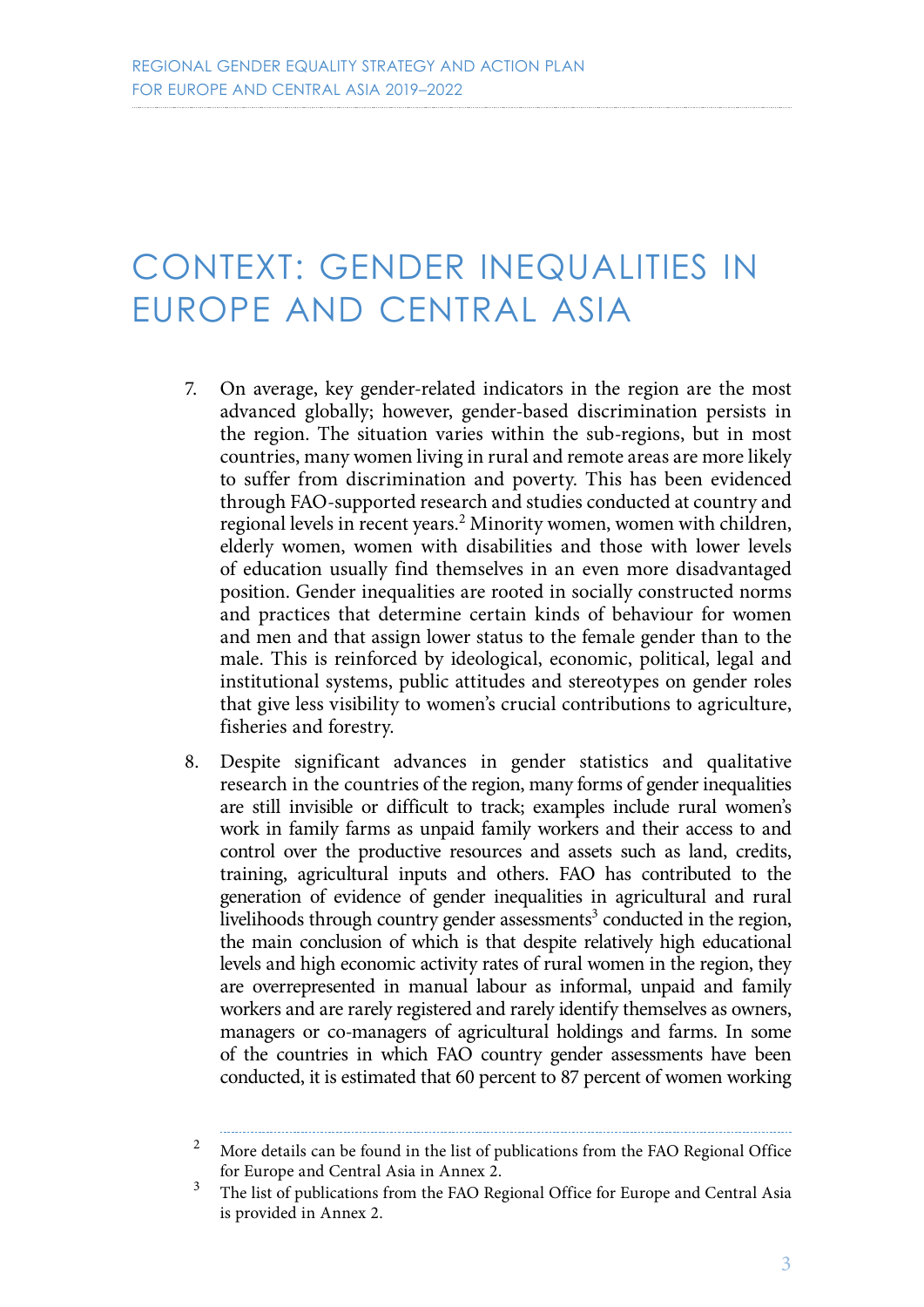# CONTEXT: GENDER INEQUALITIES IN EUROPE AND CENTRAL ASIA

7. On average, key gender-related indicators in the region are the most advanced globally; however, gender-based discrimination persists in the region. The situation varies within the sub-regions, but in most countries, many women living in rural and remote areas are more likely to suffer from discrimination and poverty. This has been evidenced through FAO-supported research and studies conducted at country and regional levels in recent years.[2] Minority women, women with children, elderly women, women with disabilities and those with lower levels of education usually find themselves in an even more disadvantaged position. Gender inequalities are rooted in socially constructed norms and practices that determine certain kinds of behaviour for women and men and that assign lower status to the female gender than to the male. This is reinforced by ideological, economic, political, legal and institutional systems, public attitudes and stereotypes on gender roles that give less visibility to women's crucial contributions to agriculture, fisheries and forestry.

8. Despite significant advances in gender statistics and qualitative research in the countries of the region, many forms of gender inequalities are still invisible or difficult to track; examples include rural women's work in family farms as unpaid family workers and their access to and control over the productive resources and assets such as land, credits, training, agricultural inputs and others. FAO has contributed to the generation of evidence of gender inequalities in agricultural and rural livelihoods through country gender assessments[3] conducted in the region, the main conclusion of which is that despite relatively high educational levels and high economic activity rates of rural women in the region, they are overrepresented in manual labour as informal, unpaid and family workers and are rarely registered and rarely identify themselves as owners, managers or co-managers of agricultural holdings and farms. In some of the countries in which FAO country gender assessments have been conducted, it is estimated that 60 percent to 87 percent of women working

---

[2] More details can be found in the list of publications from the FAO Regional Office for Europe and Central Asia in Annex 2.

[3] The list of publications from the FAO Regional Office for Europe and Central Asia is provided in Annex 2.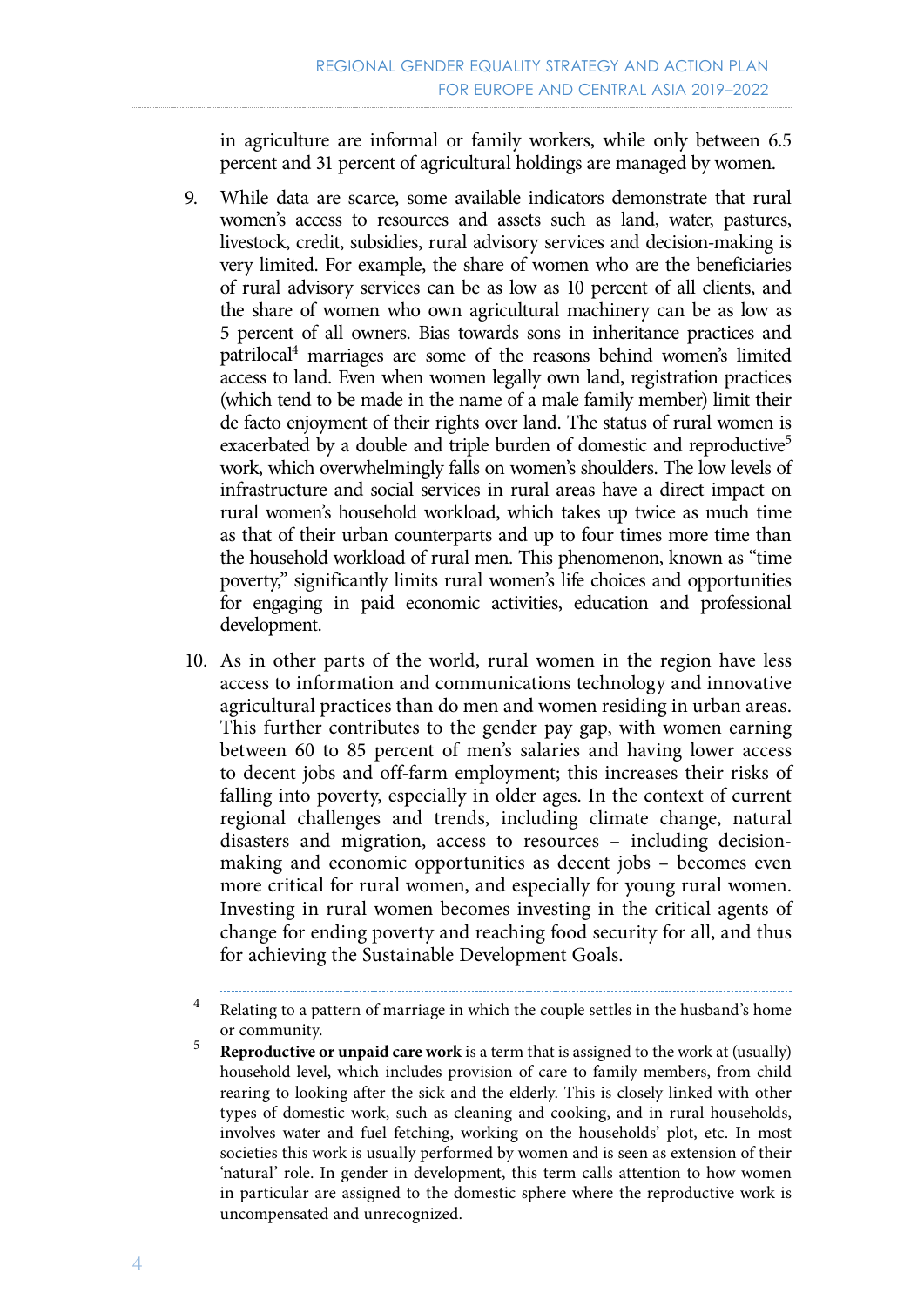in agriculture are informal or family workers, while only between 6.5 percent and 31 percent of agricultural holdings are managed by women.

9. While data are scarce, some available indicators demonstrate that rural women's access to resources and assets such as land, water, pastures, livestock, credit, subsidies, rural advisory services and decision-making is very limited. For example, the share of women who are the beneficiaries of rural advisory services can be as low as 10 percent of all clients, and the share of women who own agricultural machinery can be as low as 5 percent of all owners. Bias towards sons in inheritance practices and patrilocal[4] marriages are some of the reasons behind women's limited access to land. Even when women legally own land, registration practices (which tend to be made in the name of a male family member) limit their de facto enjoyment of their rights over land. The status of rural women is exacerbated by a double and triple burden of domestic and reproductive[5] work, which overwhelmingly falls on women's shoulders. The low levels of infrastructure and social services in rural areas have a direct impact on rural women's household workload, which takes up twice as much time as that of their urban counterparts and up to four times more time than the household workload of rural men. This phenomenon, known as "time poverty," significantly limits rural women's life choices and opportunities for engaging in paid economic activities, education and professional development.

10. As in other parts of the world, rural women in the region have less access to information and communications technology and innovative agricultural practices than do men and women residing in urban areas. This further contributes to the gender pay gap, with women earning between 60 to 85 percent of men's salaries and having lower access to decent jobs and off-farm employment; this increases their risks of falling into poverty, especially in older ages. In the context of current regional challenges and trends, including climate change, natural disasters and migration, access to resources – including decision-making and economic opportunities as decent jobs – becomes even more critical for rural women, and especially for young rural women. Investing in rural women becomes investing in the critical agents of change for ending poverty and reaching food security for all, and thus for achieving the Sustainable Development Goals.

---

[4] Relating to a pattern of marriage in which the couple settles in the husband's home or community.

[5] **Reproductive or unpaid care work** is a term that is assigned to the work at (usually) household level, which includes provision of care to family members, from child rearing to looking after the sick and the elderly. This is closely linked with other types of domestic work, such as cleaning and cooking, and in rural households, involves water and fuel fetching, working on the households' plot, etc. In most societies this work is usually performed by women and is seen as extension of their 'natural' role. In gender in development, this term calls attention to how women in particular are assigned to the domestic sphere where the reproductive work is uncompensated and unrecognized.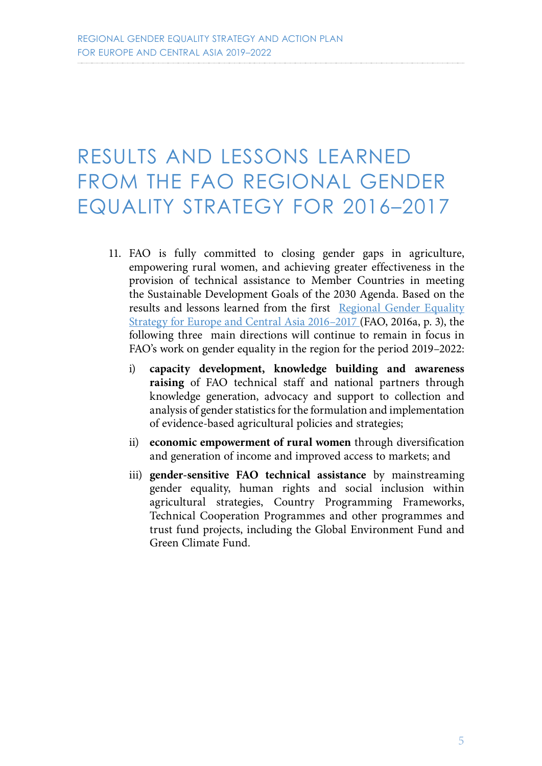# RESULTS AND LESSONS LEARNED FROM THE FAO REGIONAL GENDER EQUALITY STRATEGY FOR 2016–2017

11. FAO is fully committed to closing gender gaps in agriculture, empowering rural women, and achieving greater effectiveness in the provision of technical assistance to Member Countries in meeting the Sustainable Development Goals of the 2030 Agenda. Based on the results and lessons learned from the first Regional Gender Equality Strategy for Europe and Central Asia 2016–2017 (FAO, 2016a, p. 3), the following three main directions will continue to remain in focus in FAO's work on gender equality in the region for the period 2019–2022:

    i) **capacity development, knowledge building and awareness raising** of FAO technical staff and national partners through knowledge generation, advocacy and support to collection and analysis of gender statistics for the formulation and implementation of evidence-based agricultural policies and strategies;

    ii) **economic empowerment of rural women** through diversification and generation of income and improved access to markets; and

    iii) **gender-sensitive FAO technical assistance** by mainstreaming gender equality, human rights and social inclusion within agricultural strategies, Country Programming Frameworks, Technical Cooperation Programmes and other programmes and trust fund projects, including the Global Environment Fund and Green Climate Fund.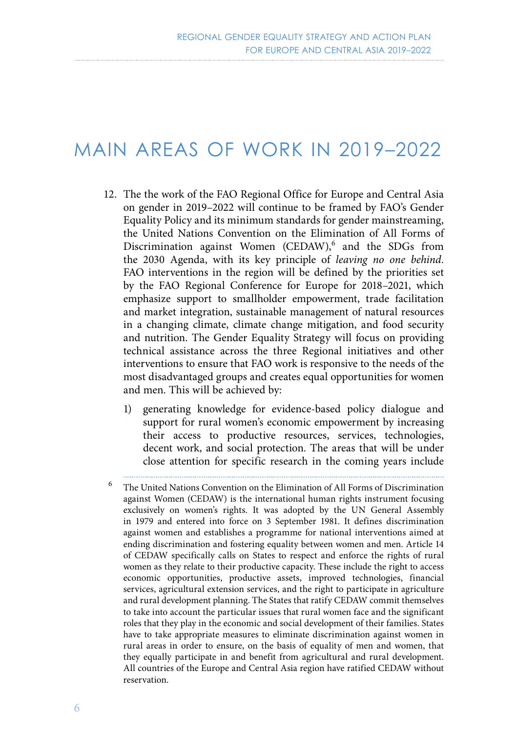# MAIN AREAS OF WORK IN 2019–2022

12. The the work of the FAO Regional Office for Europe and Central Asia on gender in 2019–2022 will continue to be framed by FAO's Gender Equality Policy and its minimum standards for gender mainstreaming, the United Nations Convention on the Elimination of All Forms of Discrimination against Women (CEDAW),[6] and the SDGs from the 2030 Agenda, with its key principle of *leaving no one behind*. FAO interventions in the region will be defined by the priorities set by the FAO Regional Conference for Europe for 2018–2021, which emphasize support to smallholder empowerment, trade facilitation and market integration, sustainable management of natural resources in a changing climate, climate change mitigation, and food security and nutrition. The Gender Equality Strategy will focus on providing technical assistance across the three Regional initiatives and other interventions to ensure that FAO work is responsive to the needs of the most disadvantaged groups and creates equal opportunities for women and men. This will be achieved by:

    1) generating knowledge for evidence-based policy dialogue and support for rural women's economic empowerment by increasing their access to productive resources, services, technologies, decent work, and social protection. The areas that will be under close attention for specific research in the coming years include

---

[6] The United Nations Convention on the Elimination of All Forms of Discrimination against Women (CEDAW) is the international human rights instrument focusing exclusively on women's rights. It was adopted by the UN General Assembly in 1979 and entered into force on 3 September 1981. It defines discrimination against women and establishes a programme for national interventions aimed at ending discrimination and fostering equality between women and men. Article 14 of CEDAW specifically calls on States to respect and enforce the rights of rural women as they relate to their productive capacity. These include the right to access economic opportunities, productive assets, improved technologies, financial services, agricultural extension services, and the right to participate in agriculture and rural development planning. The States that ratify CEDAW commit themselves to take into account the particular issues that rural women face and the significant roles that they play in the economic and social development of their families. States have to take appropriate measures to eliminate discrimination against women in rural areas in order to ensure, on the basis of equality of men and women, that they equally participate in and benefit from agricultural and rural development. All countries of the Europe and Central Asia region have ratified CEDAW without reservation.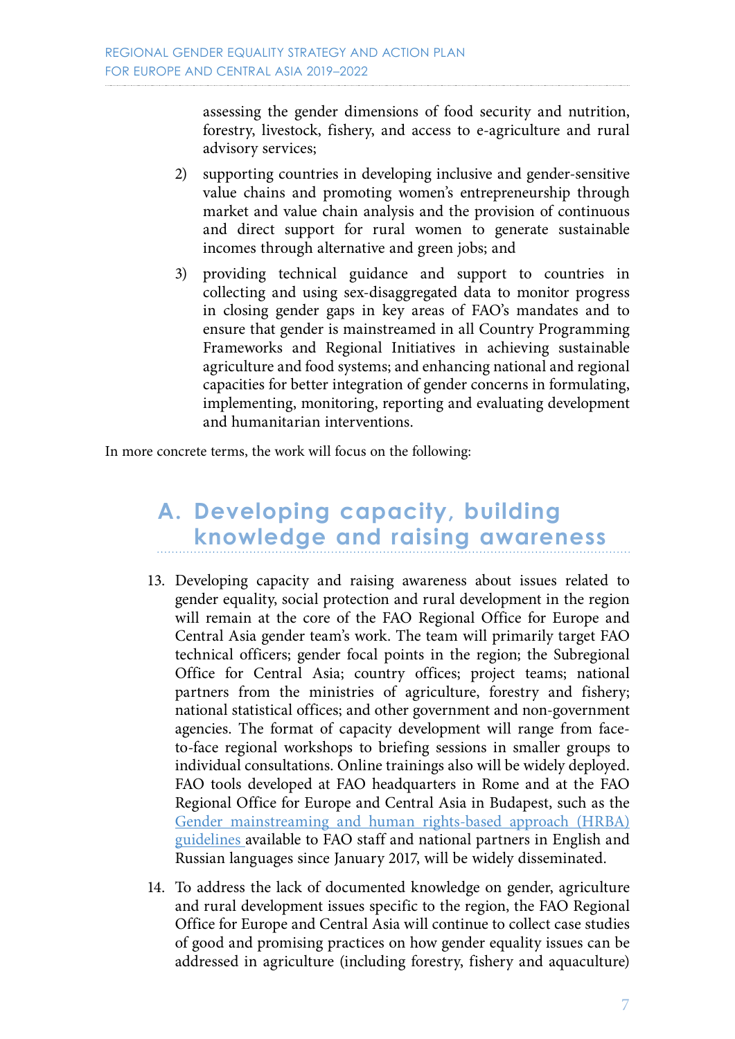assessing the gender dimensions of food security and nutrition, forestry, livestock, fishery, and access to e-agriculture and rural advisory services;

2) supporting countries in developing inclusive and gender-sensitive value chains and promoting women's entrepreneurship through market and value chain analysis and the provision of continuous and direct support for rural women to generate sustainable incomes through alternative and green jobs; and

3) providing technical guidance and support to countries in collecting and using sex-disaggregated data to monitor progress in closing gender gaps in key areas of FAO's mandates and to ensure that gender is mainstreamed in all Country Programming Frameworks and Regional Initiatives in achieving sustainable agriculture and food systems; and enhancing national and regional capacities for better integration of gender concerns in formulating, implementing, monitoring, reporting and evaluating development and humanitarian interventions.

In more concrete terms, the work will focus on the following:

## A. Developing capacity, building knowledge and raising awareness

13. Developing capacity and raising awareness about issues related to gender equality, social protection and rural development in the region will remain at the core of the FAO Regional Office for Europe and Central Asia gender team's work. The team will primarily target FAO technical officers; gender focal points in the region; the Subregional Office for Central Asia; country offices; project teams; national partners from the ministries of agriculture, forestry and fishery; national statistical offices; and other government and non-government agencies. The format of capacity development will range from face-to-face regional workshops to briefing sessions in smaller groups to individual consultations. Online trainings also will be widely deployed. FAO tools developed at FAO headquarters in Rome and at the FAO Regional Office for Europe and Central Asia in Budapest, such as the Gender mainstreaming and human rights-based approach (HRBA) guidelines available to FAO staff and national partners in English and Russian languages since January 2017, will be widely disseminated.

14. To address the lack of documented knowledge on gender, agriculture and rural development issues specific to the region, the FAO Regional Office for Europe and Central Asia will continue to collect case studies of good and promising practices on how gender equality issues can be addressed in agriculture (including forestry, fishery and aquaculture)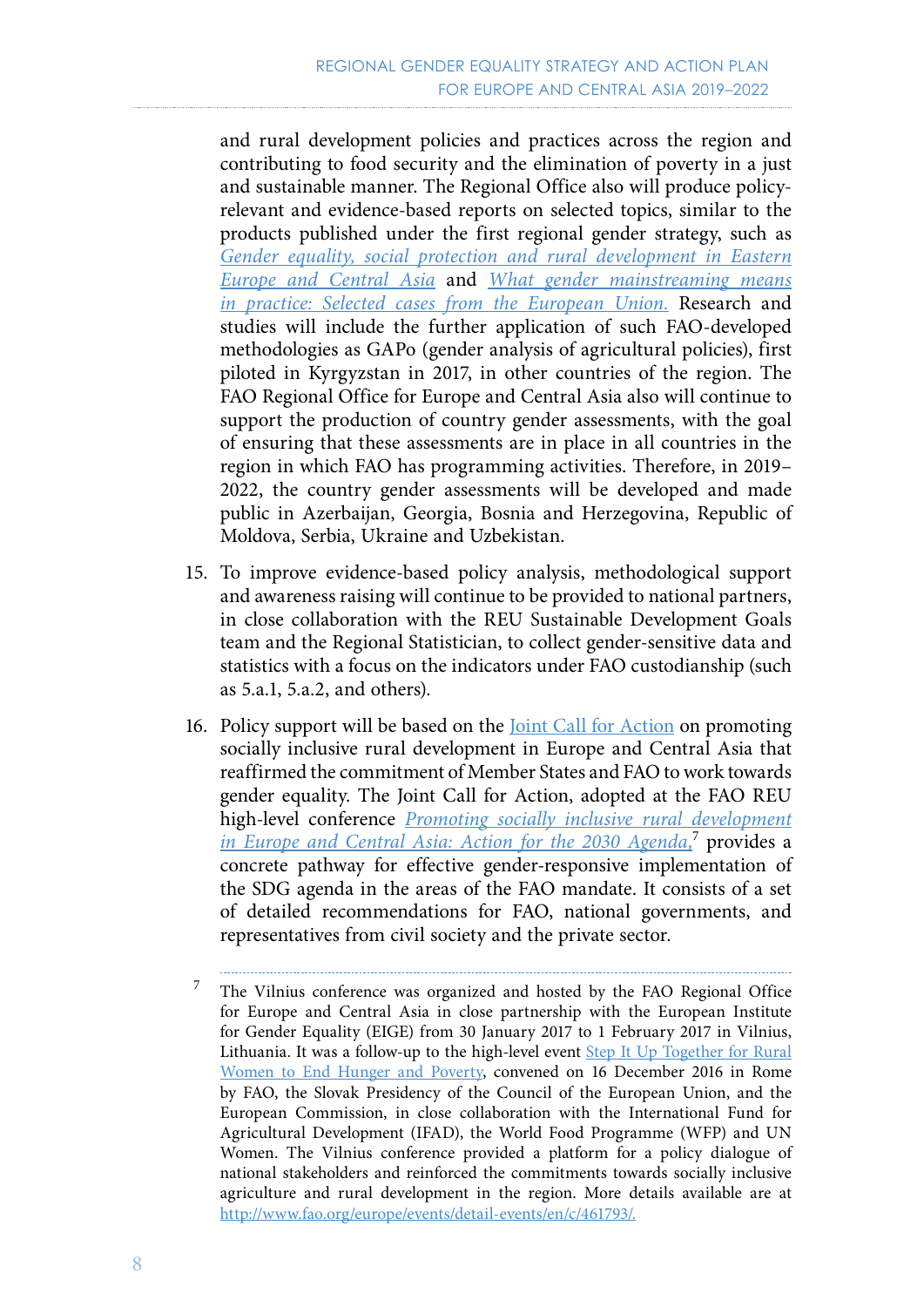and rural development policies and practices across the region and contributing to food security and the elimination of poverty in a just and sustainable manner. The Regional Office also will produce policy-relevant and evidence-based reports on selected topics, similar to the products published under the first regional gender strategy, such as *Gender equality, social protection and rural development in Eastern Europe and Central Asia* and *What gender mainstreaming means in practice: Selected cases from the European Union.* Research and studies will include the further application of such FAO-developed methodologies as GAPo (gender analysis of agricultural policies), first piloted in Kyrgyzstan in 2017, in other countries of the region. The FAO Regional Office for Europe and Central Asia also will continue to support the production of country gender assessments, with the goal of ensuring that these assessments are in place in all countries in the region in which FAO has programming activities. Therefore, in 2019–2022, the country gender assessments will be developed and made public in Azerbaijan, Georgia, Bosnia and Herzegovina, Republic of Moldova, Serbia, Ukraine and Uzbekistan.

15. To improve evidence-based policy analysis, methodological support and awareness raising will continue to be provided to national partners, in close collaboration with the REU Sustainable Development Goals team and the Regional Statistician, to collect gender-sensitive data and statistics with a focus on the indicators under FAO custodianship (such as 5.a.1, 5.a.2, and others).

16. Policy support will be based on the Joint Call for Action on promoting socially inclusive rural development in Europe and Central Asia that reaffirmed the commitment of Member States and FAO to work towards gender equality. The Joint Call for Action, adopted at the FAO REU high-level conference *Promoting socially inclusive rural development in Europe and Central Asia: Action for the 2030 Agenda,*[7] provides a concrete pathway for effective gender-responsive implementation of the SDG agenda in the areas of the FAO mandate. It consists of a set of detailed recommendations for FAO, national governments, and representatives from civil society and the private sector.

---

[7] The Vilnius conference was organized and hosted by the FAO Regional Office for Europe and Central Asia in close partnership with the European Institute for Gender Equality (EIGE) from 30 January 2017 to 1 February 2017 in Vilnius, Lithuania. It was a follow-up to the high-level event Step It Up Together for Rural Women to End Hunger and Poverty, convened on 16 December 2016 in Rome by FAO, the Slovak Presidency of the Council of the European Union, and the European Commission, in close collaboration with the International Fund for Agricultural Development (IFAD), the World Food Programme (WFP) and UN Women. The Vilnius conference provided a platform for a policy dialogue of national stakeholders and reinforced the commitments towards socially inclusive agriculture and rural development in the region. More details available are at http://www.fao.org/europe/events/detail-events/en/c/461793/.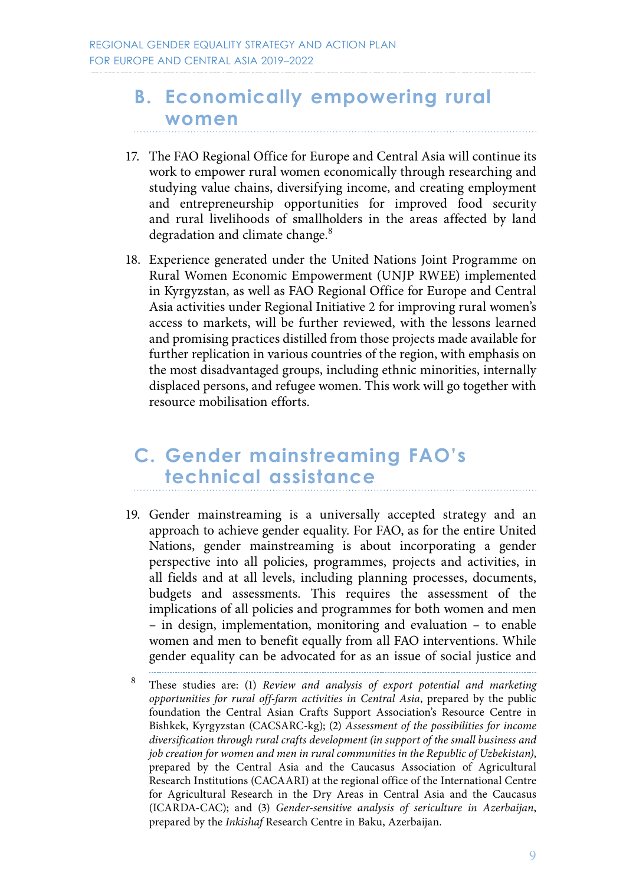## B. Economically empowering rural women

17. The FAO Regional Office for Europe and Central Asia will continue its work to empower rural women economically through researching and studying value chains, diversifying income, and creating employment and entrepreneurship opportunities for improved food security and rural livelihoods of smallholders in the areas affected by land degradation and climate change.[8]

18. Experience generated under the United Nations Joint Programme on Rural Women Economic Empowerment (UNJP RWEE) implemented in Kyrgyzstan, as well as FAO Regional Office for Europe and Central Asia activities under Regional Initiative 2 for improving rural women's access to markets, will be further reviewed, with the lessons learned and promising practices distilled from those projects made available for further replication in various countries of the region, with emphasis on the most disadvantaged groups, including ethnic minorities, internally displaced persons, and refugee women. This work will go together with resource mobilisation efforts.

## C. Gender mainstreaming FAO's technical assistance

19. Gender mainstreaming is a universally accepted strategy and an approach to achieve gender equality. For FAO, as for the entire United Nations, gender mainstreaming is about incorporating a gender perspective into all policies, programmes, projects and activities, in all fields and at all levels, including planning processes, documents, budgets and assessments. This requires the assessment of the implications of all policies and programmes for both women and men – in design, implementation, monitoring and evaluation – to enable women and men to benefit equally from all FAO interventions. While gender equality can be advocated for as an issue of social justice and

---

[8] These studies are: (1) *Review and analysis of export potential and marketing opportunities for rural off-farm activities in Central Asia*, prepared by the public foundation the Central Asian Crafts Support Association's Resource Centre in Bishkek, Kyrgyzstan (CACSARC-kg); (2) *Assessment of the possibilities for income diversification through rural crafts development (in support of the small business and job creation for women and men in rural communities in the Republic of Uzbekistan)*, prepared by the Central Asia and the Caucasus Association of Agricultural Research Institutions (CACAARI) at the regional office of the International Centre for Agricultural Research in the Dry Areas in Central Asia and the Caucasus (ICARDA-CAC); and (3) *Gender-sensitive analysis of sericulture in Azerbaijan*, prepared by the *Inkishaf* Research Centre in Baku, Azerbaijan.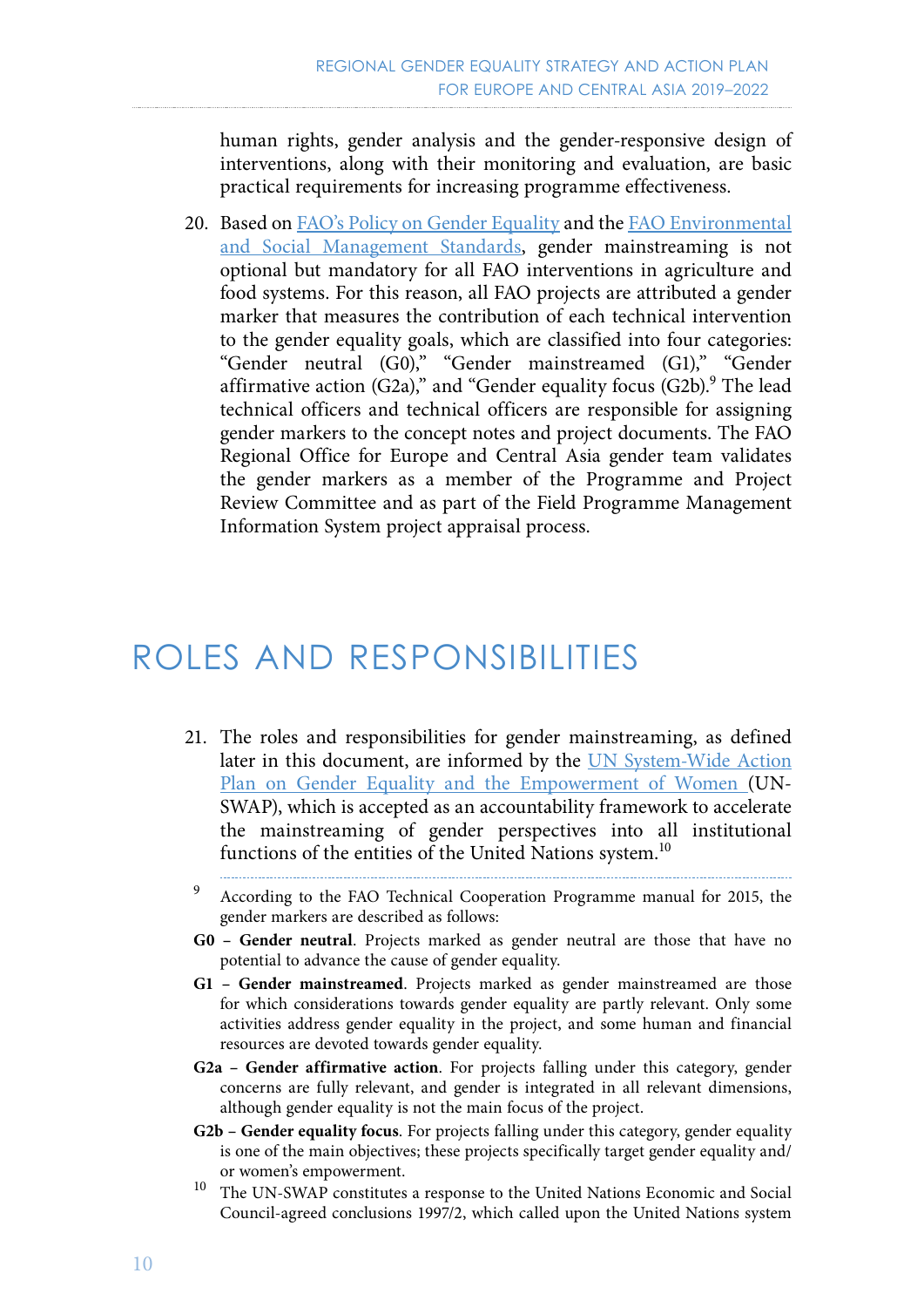human rights, gender analysis and the gender-responsive design of interventions, along with their monitoring and evaluation, are basic practical requirements for increasing programme effectiveness.

20. Based on FAO's Policy on Gender Equality and the FAO Environmental and Social Management Standards, gender mainstreaming is not optional but mandatory for all FAO interventions in agriculture and food systems. For this reason, all FAO projects are attributed a gender marker that measures the contribution of each technical intervention to the gender equality goals, which are classified into four categories: "Gender neutral (G0)," "Gender mainstreamed (G1)," "Gender affirmative action (G2a)," and "Gender equality focus (G2b).[9] The lead technical officers and technical officers are responsible for assigning gender markers to the concept notes and project documents. The FAO Regional Office for Europe and Central Asia gender team validates the gender markers as a member of the Programme and Project Review Committee and as part of the Field Programme Management Information System project appraisal process.

# ROLES AND RESPONSIBILITIES

21. The roles and responsibilities for gender mainstreaming, as defined later in this document, are informed by the UN System-Wide Action Plan on Gender Equality and the Empowerment of Women (UN-SWAP), which is accepted as an accountability framework to accelerate the mainstreaming of gender perspectives into all institutional functions of the entities of the United Nations system.[10]

---

[9] According to the FAO Technical Cooperation Programme manual for 2015, the gender markers are described as follows:

**G0 – Gender neutral**. Projects marked as gender neutral are those that have no potential to advance the cause of gender equality.

**G1 – Gender mainstreamed**. Projects marked as gender mainstreamed are those for which considerations towards gender equality are partly relevant. Only some activities address gender equality in the project, and some human and financial resources are devoted towards gender equality.

**G2a – Gender affirmative action**. For projects falling under this category, gender concerns are fully relevant, and gender is integrated in all relevant dimensions, although gender equality is not the main focus of the project.

**G2b – Gender equality focus**. For projects falling under this category, gender equality is one of the main objectives; these projects specifically target gender equality and/or women's empowerment.

[10] The UN-SWAP constitutes a response to the United Nations Economic and Social Council-agreed conclusions 1997/2, which called upon the United Nations system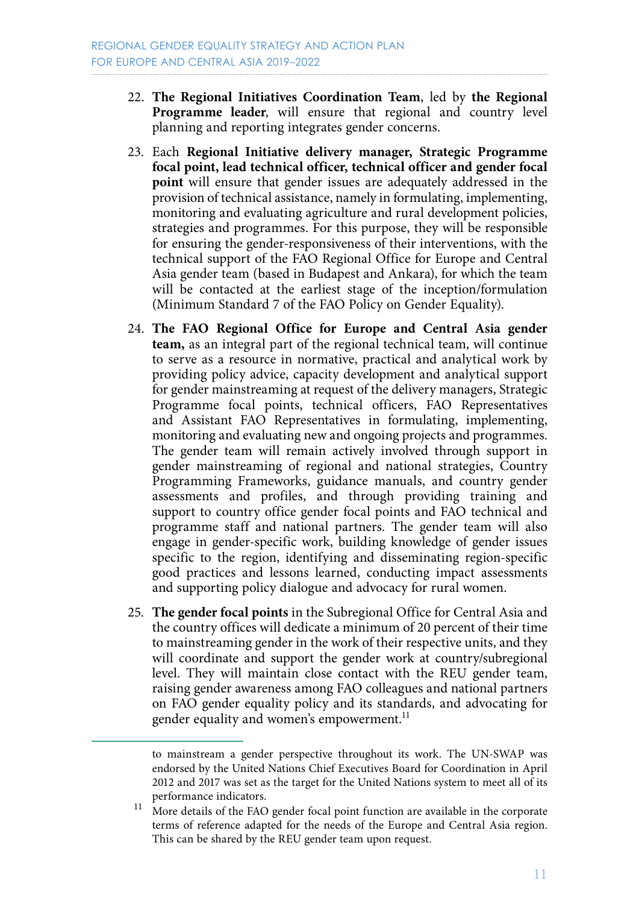22. **The Regional Initiatives Coordination Team**, led by **the Regional Programme leader**, will ensure that regional and country level planning and reporting integrates gender concerns.

23. Each **Regional Initiative delivery manager, Strategic Programme focal point, lead technical officer, technical officer and gender focal point** will ensure that gender issues are adequately addressed in the provision of technical assistance, namely in formulating, implementing, monitoring and evaluating agriculture and rural development policies, strategies and programmes. For this purpose, they will be responsible for ensuring the gender-responsiveness of their interventions, with the technical support of the FAO Regional Office for Europe and Central Asia gender team (based in Budapest and Ankara), for which the team will be contacted at the earliest stage of the inception/formulation (Minimum Standard 7 of the FAO Policy on Gender Equality).

24. **The FAO Regional Office for Europe and Central Asia gender team,** as an integral part of the regional technical team, will continue to serve as a resource in normative, practical and analytical work by providing policy advice, capacity development and analytical support for gender mainstreaming at request of the delivery managers, Strategic Programme focal points, technical officers, FAO Representatives and Assistant FAO Representatives in formulating, implementing, monitoring and evaluating new and ongoing projects and programmes. The gender team will remain actively involved through support in gender mainstreaming of regional and national strategies, Country Programming Frameworks, guidance manuals, and country gender assessments and profiles, and through providing training and support to country office gender focal points and FAO technical and programme staff and national partners. The gender team will also engage in gender-specific work, building knowledge of gender issues specific to the region, identifying and disseminating region-specific good practices and lessons learned, conducting impact assessments and supporting policy dialogue and advocacy for rural women.

25. **The gender focal points** in the Subregional Office for Central Asia and the country offices will dedicate a minimum of 20 percent of their time to mainstreaming gender in the work of their respective units, and they will coordinate and support the gender work at country/subregional level. They will maintain close contact with the REU gender team, raising gender awareness among FAO colleagues and national partners on FAO gender equality policy and its standards, and advocating for gender equality and women's empowerment.[11]

---

to mainstream a gender perspective throughout its work. The UN-SWAP was endorsed by the United Nations Chief Executives Board for Coordination in April 2012 and 2017 was set as the target for the United Nations system to meet all of its performance indicators.

[11] More details of the FAO gender focal point function are available in the corporate terms of reference adapted for the needs of the Europe and Central Asia region. This can be shared by the REU gender team upon request.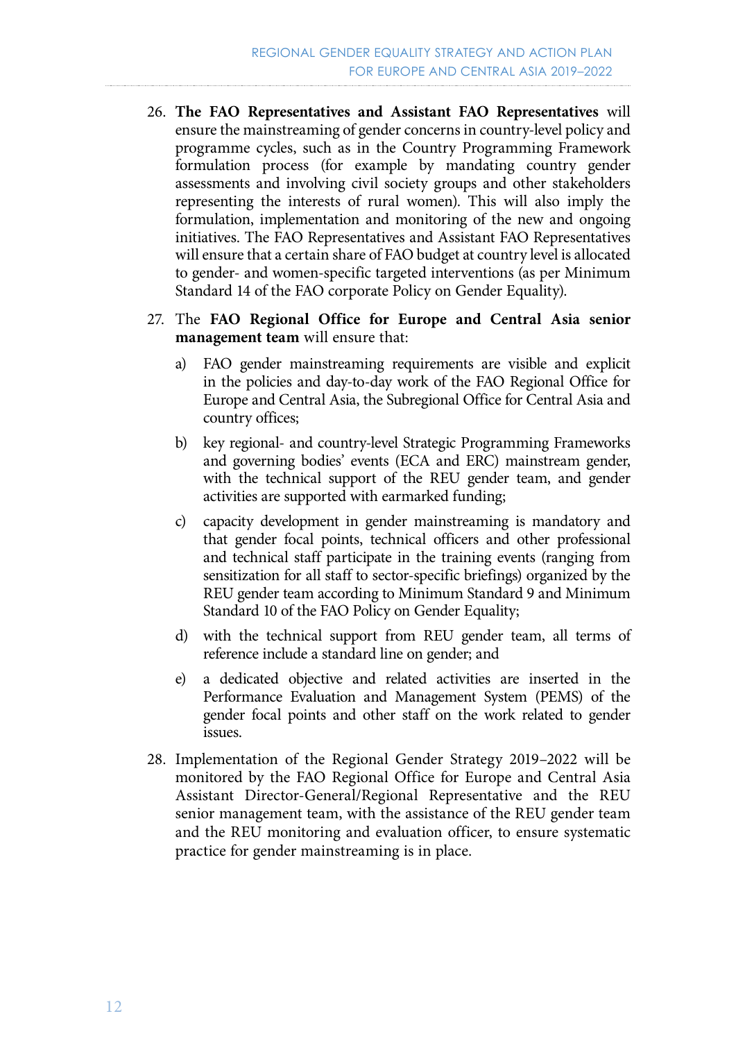26. **The FAO Representatives and Assistant FAO Representatives** will ensure the mainstreaming of gender concerns in country-level policy and programme cycles, such as in the Country Programming Framework formulation process (for example by mandating country gender assessments and involving civil society groups and other stakeholders representing the interests of rural women). This will also imply the formulation, implementation and monitoring of the new and ongoing initiatives. The FAO Representatives and Assistant FAO Representatives will ensure that a certain share of FAO budget at country level is allocated to gender- and women-specific targeted interventions (as per Minimum Standard 14 of the FAO corporate Policy on Gender Equality).

27. The **FAO Regional Office for Europe and Central Asia senior management team** will ensure that:

    a) FAO gender mainstreaming requirements are visible and explicit in the policies and day-to-day work of the FAO Regional Office for Europe and Central Asia, the Subregional Office for Central Asia and country offices;

    b) key regional- and country-level Strategic Programming Frameworks and governing bodies' events (ECA and ERC) mainstream gender, with the technical support of the REU gender team, and gender activities are supported with earmarked funding;

    c) capacity development in gender mainstreaming is mandatory and that gender focal points, technical officers and other professional and technical staff participate in the training events (ranging from sensitization for all staff to sector-specific briefings) organized by the REU gender team according to Minimum Standard 9 and Minimum Standard 10 of the FAO Policy on Gender Equality;

    d) with the technical support from REU gender team, all terms of reference include a standard line on gender; and

    e) a dedicated objective and related activities are inserted in the Performance Evaluation and Management System (PEMS) of the gender focal points and other staff on the work related to gender issues.

28. Implementation of the Regional Gender Strategy 2019–2022 will be monitored by the FAO Regional Office for Europe and Central Asia Assistant Director-General/Regional Representative and the REU senior management team, with the assistance of the REU gender team and the REU monitoring and evaluation officer, to ensure systematic practice for gender mainstreaming is in place.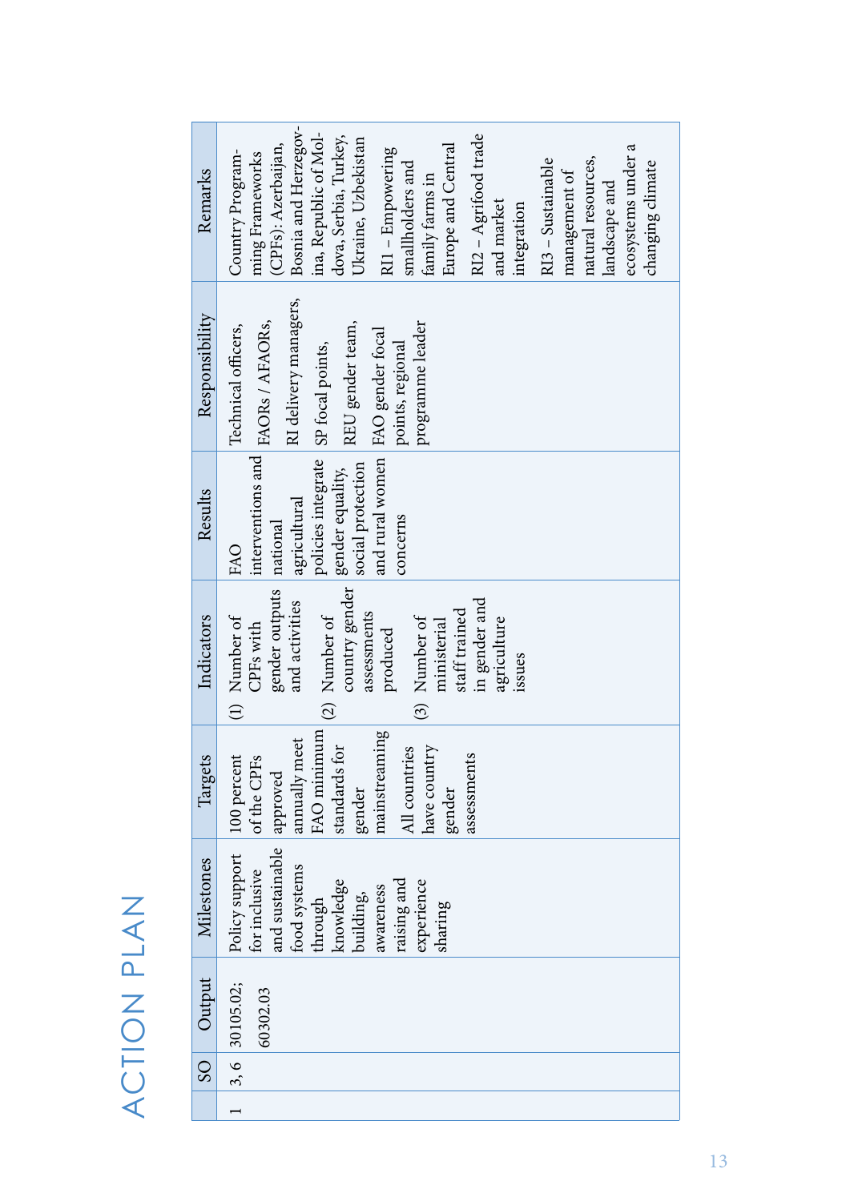# ACTION PLAN

| | SO | Output | Milestones | Targets | Indicators | Results | Responsibility | Remarks |
|---|---|---|---|---|---|---|---|---|
| 1 | 3, 6 | 30105.02; 60302.03 | Policy support for inclusive and sustainable food systems through knowledge building, awareness raising and experience sharing | 100 percent of the CPFs approved annually meet FAO minimum standards for gender mainstreaming<br>All countries have country gender assessments | (1) Number of CPFs with gender outputs and activities<br>(2) Number of country gender assessments produced<br>(3) Number of ministerial staff trained in gender and agriculture issues | FAO interventions and national agricultural policies integrate gender equality, social protection and rural women concerns | Technical officers, FAORs / AFAORs, RI delivery managers, SP focal points, REU gender team, FAO gender focal points, regional programme leader | Country Programming Frameworks (CPFs): Azerbaijan, Bosnia and Herzegovina, Republic of Moldova, Serbia, Turkey, Ukraine, Uzbekistan<br>RI1 – Empowering smallholders and family farms in Europe and Central<br>RI2 – Agrifood trade and market integration<br>RI3 – Sustainable management of natural resources, landscape and ecosystems under a changing climate |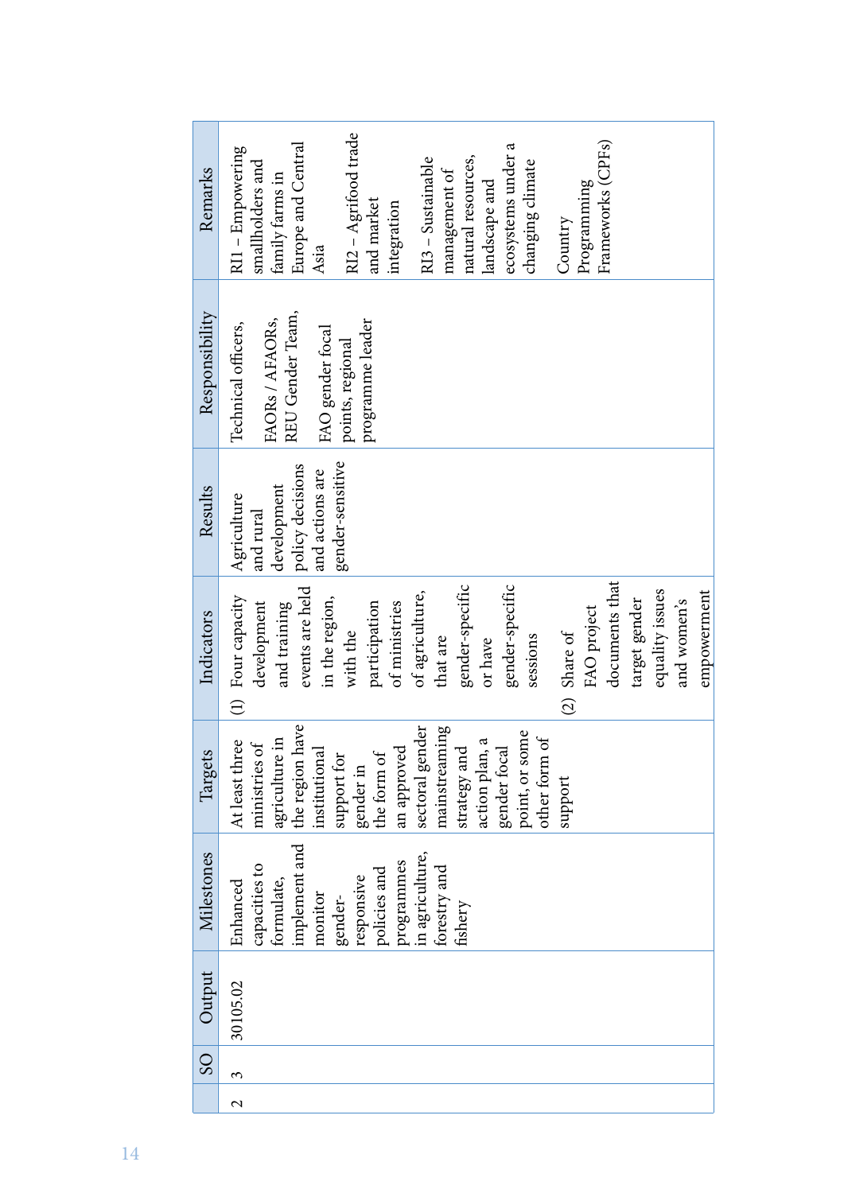| | SO | Output | Milestones | Targets | Indicators | Results | Responsibility | Remarks |
|---|---|---|---|---|---|---|---|---|
| 2 | 3 | 30105.02 | Enhanced capacities to formulate, implement and monitor gender-responsive policies and programmes in agriculture, forestry and fishery | At least three ministries of agriculture in the region have institutional support for gender in the form of an approved sectoral gender mainstreaming strategy and action plan, a gender focal point, or some other form of support | (1) Four capacity development and training events are held in the region, with the participation of ministries of agriculture, that are gender-specific or have gender-specific sessions<br><br>(2) Share of FAO project documents that target gender equality issues and women's empowerment | Agriculture and rural development policy decisions and actions are gender-sensitive | Technical officers,<br><br>FAORs / AFAORs, REU Gender Team,<br><br>FAO gender focal points, regional programme leader | RI1 – Empowering smallholders and family farms in Europe and Central Asia<br><br>RI2 – Agrifood trade and market integration<br><br>RI3 – Sustainable management of natural resources, landscape and ecosystems under a changing climate<br><br>Country Programming Frameworks (CPFs) |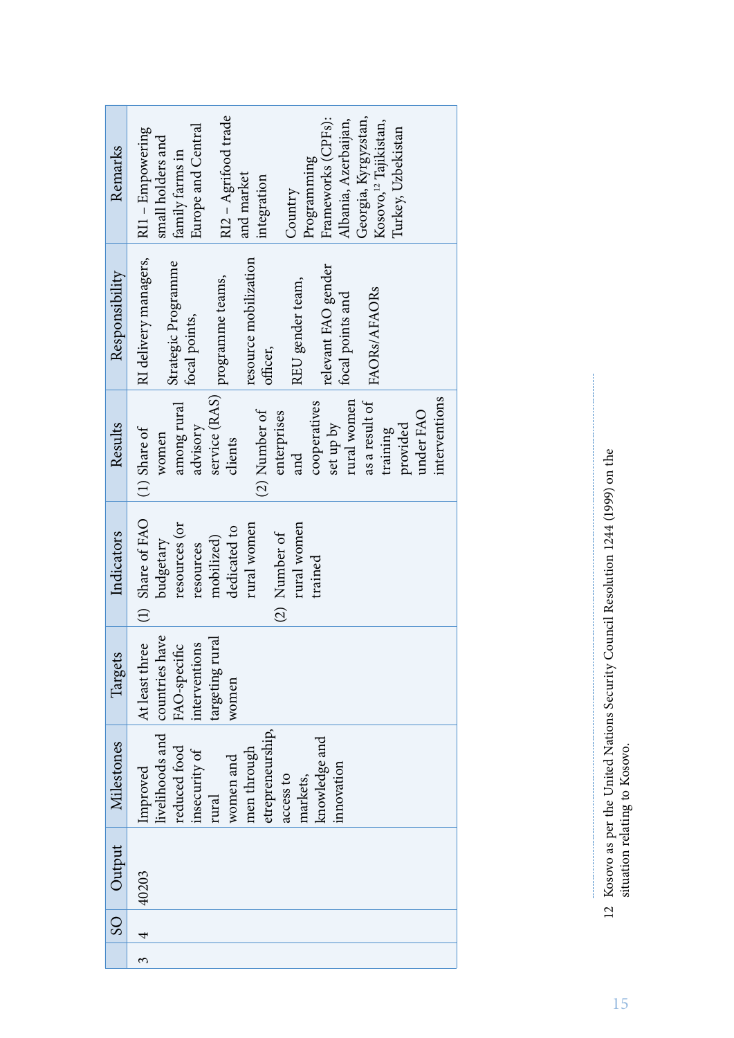| | SO | Output | Milestones | Targets | Indicators | Results | Responsibility | Remarks |
|---|---|---|---|---|---|---|---|---|
| 3 | 4 | 40203 | Improved livelihoods and reduced food insecurity of rural women and men through etrepreneurship, access to markets, knowledge and innovation | At least three countries have FAO-specific interventions targeting rural women | (1) Share of FAO budgetary resources (or resources mobilized) dedicated to rural women<br>(2) Number of rural women trained | (1) Share of women among rural advisory service (RAS) clients<br>(2) Number of enterprises and cooperatives set up by rural women as a result of training provided under FAO interventions | RI delivery managers, Strategic Programme focal points, programme teams, resource mobilization officer, REU gender team, relevant FAO gender focal points and FAORs/AFAORs | RI1 – Empowering small holders and family farms in Europe and Central<br>RI2 – Agrifood trade and market integration<br>Country Programming Frameworks (CPFs): Albania, Azerbaijan, Georgia, Kyrgyzstan, Kosovo,[12] Tajikistan, Turkey, Uzbekistan |

12 Kosovo as per the United Nations Security Council Resolution 1244 (1999) on the situation relating to Kosovo.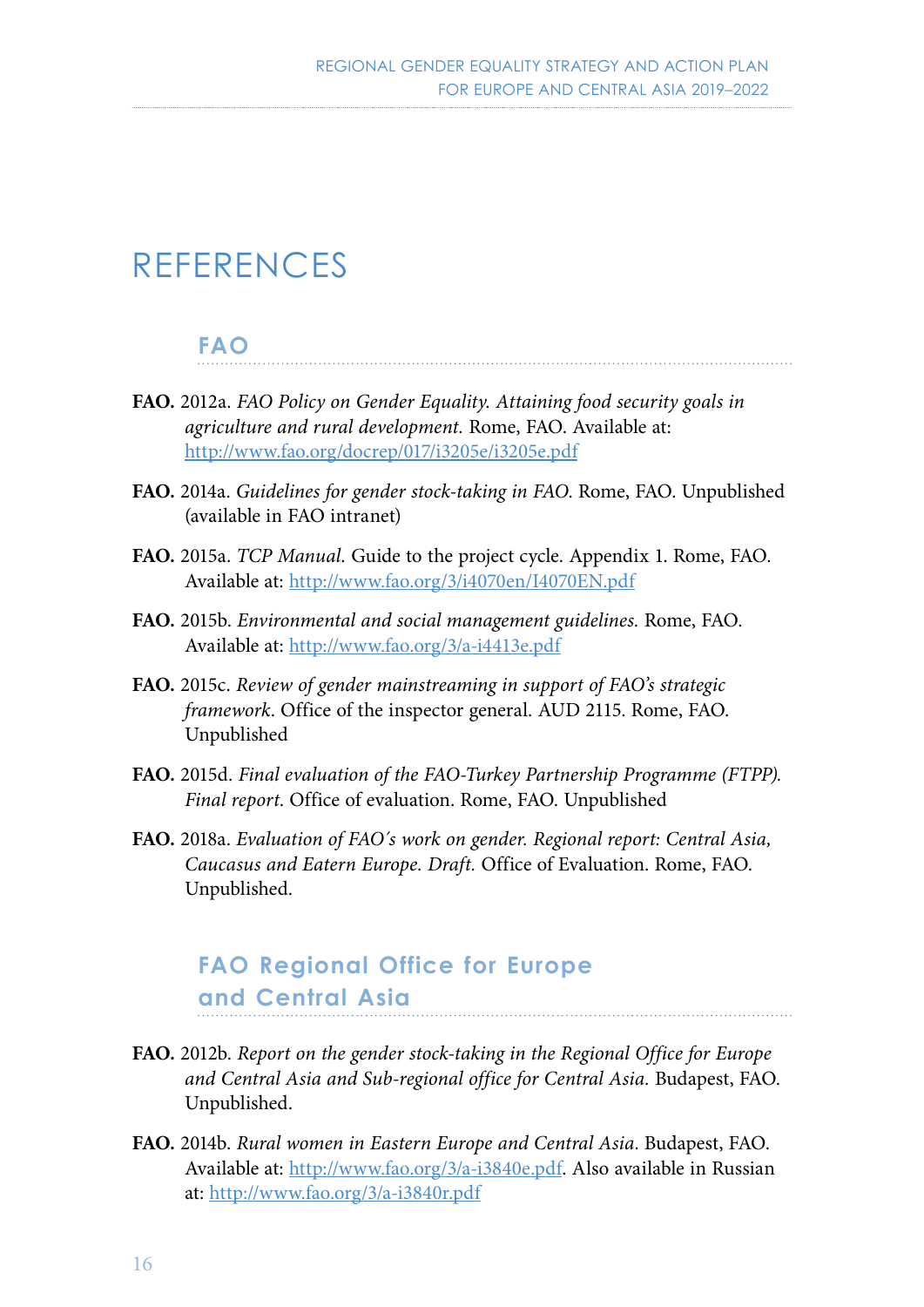# REFERENCES

## FAO

**FAO.** 2012a. *FAO Policy on Gender Equality. Attaining food security goals in agriculture and rural development.* Rome, FAO. Available at: http://www.fao.org/docrep/017/i3205e/i3205e.pdf

**FAO.** 2014a. *Guidelines for gender stock-taking in FAO*. Rome, FAO. Unpublished (available in FAO intranet)

**FAO.** 2015a. *TCP Manual.* Guide to the project cycle. Appendix 1. Rome, FAO. Available at: http://www.fao.org/3/i4070en/I4070EN.pdf

**FAO.** 2015b. *Environmental and social management guidelines.* Rome, FAO. Available at: http://www.fao.org/3/a-i4413e.pdf

**FAO.** 2015c. *Review of gender mainstreaming in support of FAO's strategic framework*. Office of the inspector general. AUD 2115. Rome, FAO. Unpublished

**FAO.** 2015d. *Final evaluation of the FAO-Turkey Partnership Programme (FTPP). Final report.* Office of evaluation. Rome, FAO. Unpublished

**FAO.** 2018a. *Evaluation of FAO´s work on gender. Regional report: Central Asia, Caucasus and Eatern Europe. Draft.* Office of Evaluation. Rome, FAO. Unpublished.

## FAO Regional Office for Europe and Central Asia

**FAO.** 2012b. *Report on the gender stock-taking in the Regional Office for Europe and Central Asia and Sub-regional office for Central Asia.* Budapest, FAO. Unpublished.

**FAO.** 2014b. *Rural women in Eastern Europe and Central Asia*. Budapest, FAO. Available at: http://www.fao.org/3/a-i3840e.pdf. Also available in Russian at: http://www.fao.org/3/a-i3840r.pdf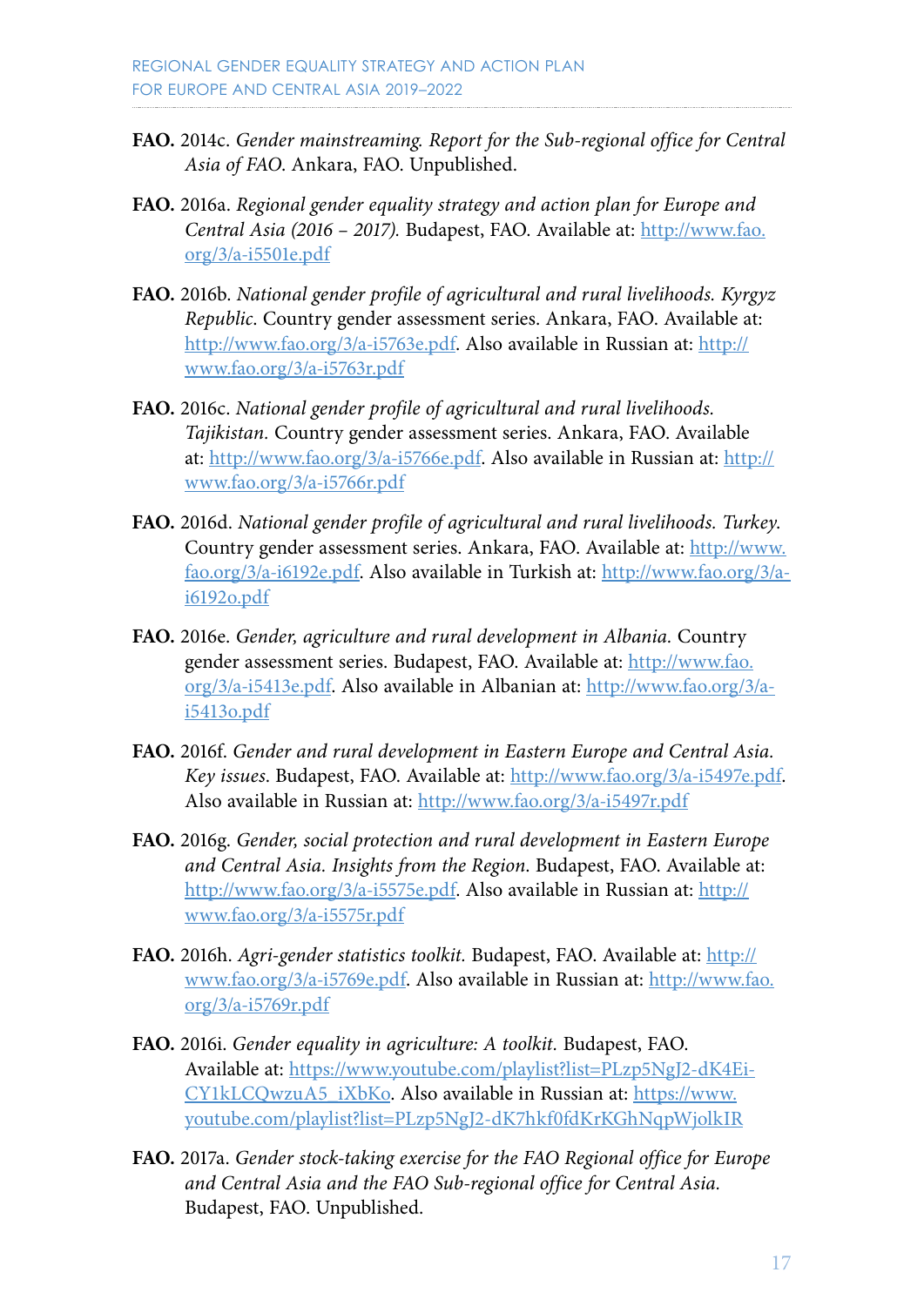**FAO.** 2014c. *Gender mainstreaming. Report for the Sub-regional office for Central Asia of FAO.* Ankara, FAO. Unpublished.

**FAO.** 2016a. *Regional gender equality strategy and action plan for Europe and Central Asia (2016 – 2017).* Budapest, FAO. Available at: http://www.fao.org/3/a-i5501e.pdf

**FAO.** 2016b. *National gender profile of agricultural and rural livelihoods. Kyrgyz Republic.* Country gender assessment series. Ankara, FAO. Available at: http://www.fao.org/3/a-i5763e.pdf. Also available in Russian at: http://www.fao.org/3/a-i5763r.pdf

**FAO.** 2016c. *National gender profile of agricultural and rural livelihoods. Tajikistan.* Country gender assessment series. Ankara, FAO. Available at: http://www.fao.org/3/a-i5766e.pdf. Also available in Russian at: http://www.fao.org/3/a-i5766r.pdf

**FAO.** 2016d. *National gender profile of agricultural and rural livelihoods. Turkey.* Country gender assessment series. Ankara, FAO. Available at: http://www.fao.org/3/a-i6192e.pdf. Also available in Turkish at: http://www.fao.org/3/a-i6192o.pdf

**FAO.** 2016e. *Gender, agriculture and rural development in Albania.* Country gender assessment series. Budapest, FAO. Available at: http://www.fao.org/3/a-i5413e.pdf. Also available in Albanian at: http://www.fao.org/3/a-i5413o.pdf

**FAO.** 2016f. *Gender and rural development in Eastern Europe and Central Asia. Key issues.* Budapest, FAO. Available at: http://www.fao.org/3/a-i5497e.pdf. Also available in Russian at: http://www.fao.org/3/a-i5497r.pdf

**FAO.** 2016g. *Gender, social protection and rural development in Eastern Europe and Central Asia. Insights from the Region*. Budapest, FAO. Available at: http://www.fao.org/3/a-i5575e.pdf. Also available in Russian at: http://www.fao.org/3/a-i5575r.pdf

**FAO.** 2016h. *Agri-gender statistics toolkit.* Budapest, FAO. Available at: http://www.fao.org/3/a-i5769e.pdf. Also available in Russian at: http://www.fao.org/3/a-i5769r.pdf

**FAO.** 2016i. *Gender equality in agriculture: A toolkit.* Budapest, FAO. Available at: https://www.youtube.com/playlist?list=PLzp5NgJ2-dK4Ei-CY1kLCQwzuA5_iXbKo. Also available in Russian at: https://www.youtube.com/playlist?list=PLzp5NgJ2-dK7hkf0fdKrKGhNqpWjolkIR

**FAO.** 2017a. *Gender stock-taking exercise for the FAO Regional office for Europe and Central Asia and the FAO Sub-regional office for Central Asia.* Budapest, FAO. Unpublished.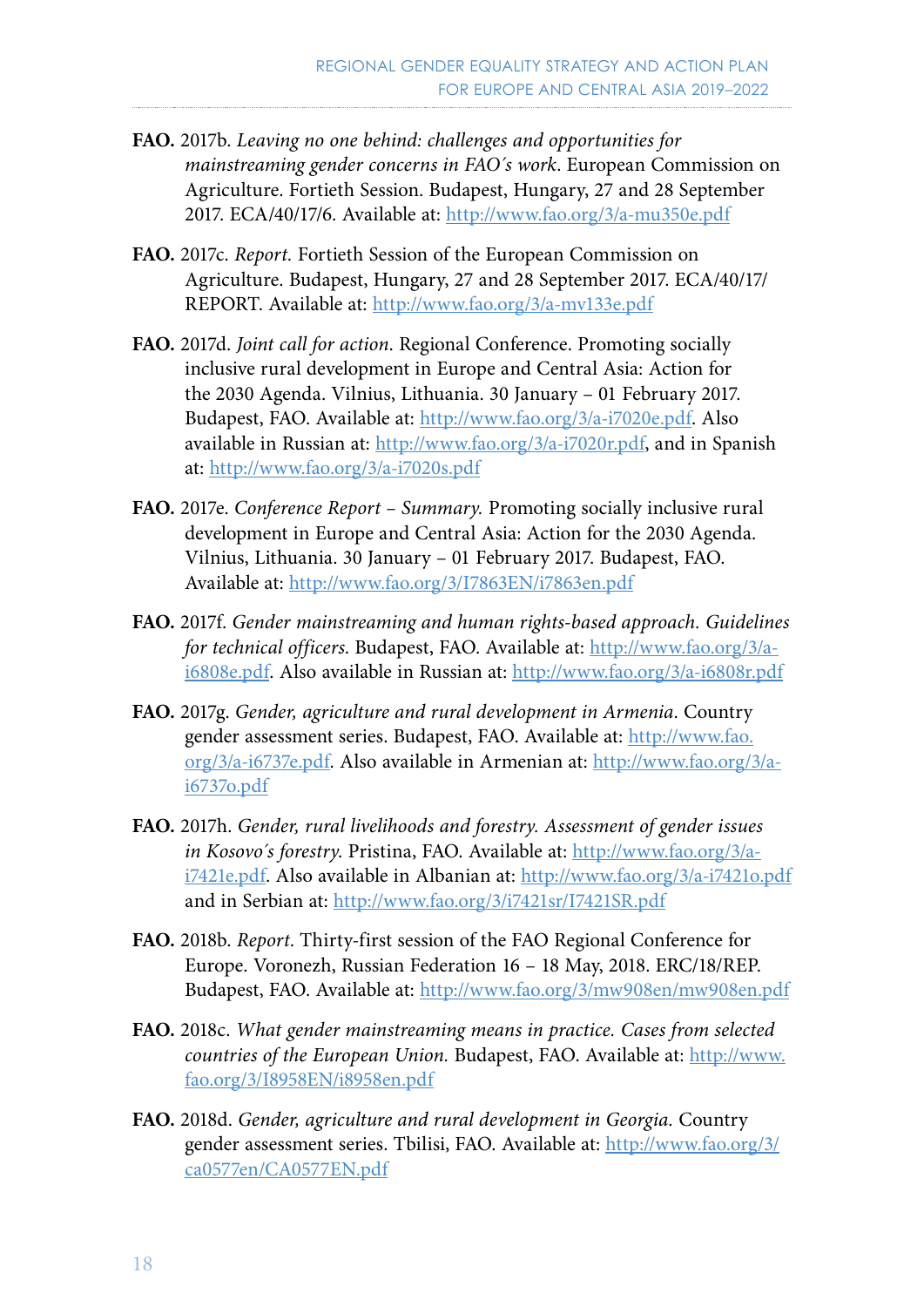**FAO.** 2017b. *Leaving no one behind: challenges and opportunities for mainstreaming gender concerns in FAO´s work*. European Commission on Agriculture. Fortieth Session. Budapest, Hungary, 27 and 28 September 2017. ECA/40/17/6. Available at: http://www.fao.org/3/a-mu350e.pdf

**FAO.** 2017c. *Report.* Fortieth Session of the European Commission on Agriculture. Budapest, Hungary, 27 and 28 September 2017. ECA/40/17/REPORT. Available at: http://www.fao.org/3/a-mv133e.pdf

**FAO.** 2017d. *Joint call for action*. Regional Conference. Promoting socially inclusive rural development in Europe and Central Asia: Action for the 2030 Agenda. Vilnius, Lithuania. 30 January – 01 February 2017. Budapest, FAO. Available at: http://www.fao.org/3/a-i7020e.pdf. Also available in Russian at: http://www.fao.org/3/a-i7020r.pdf, and in Spanish at: http://www.fao.org/3/a-i7020s.pdf

**FAO.** 2017e. *Conference Report – Summary.* Promoting socially inclusive rural development in Europe and Central Asia: Action for the 2030 Agenda. Vilnius, Lithuania. 30 January – 01 February 2017. Budapest, FAO. Available at: http://www.fao.org/3/I7863EN/i7863en.pdf

**FAO.** 2017f. *Gender mainstreaming and human rights-based approach. Guidelines for technical officers*. Budapest, FAO. Available at: http://www.fao.org/3/a-i6808e.pdf. Also available in Russian at: http://www.fao.org/3/a-i6808r.pdf

**FAO.** 2017g. *Gender, agriculture and rural development in Armenia*. Country gender assessment series. Budapest, FAO. Available at: http://www.fao.org/3/a-i6737e.pdf. Also available in Armenian at: http://www.fao.org/3/a-i6737o.pdf

**FAO.** 2017h. *Gender, rural livelihoods and forestry. Assessment of gender issues in Kosovo´s forestry.* Pristina, FAO. Available at: http://www.fao.org/3/a-i7421e.pdf. Also available in Albanian at: http://www.fao.org/3/a-i7421o.pdf and in Serbian at: http://www.fao.org/3/i7421sr/I7421SR.pdf

**FAO.** 2018b. *Report.* Thirty-first session of the FAO Regional Conference for Europe. Voronezh, Russian Federation 16 – 18 May, 2018. ERC/18/REP. Budapest, FAO. Available at: http://www.fao.org/3/mw908en/mw908en.pdf

**FAO.** 2018c. *What gender mainstreaming means in practice. Cases from selected countries of the European Union.* Budapest, FAO. Available at: http://www.fao.org/3/I8958EN/i8958en.pdf

**FAO.** 2018d. *Gender, agriculture and rural development in Georgia.* Country gender assessment series. Tbilisi, FAO. Available at: http://www.fao.org/3/ca0577en/CA0577EN.pdf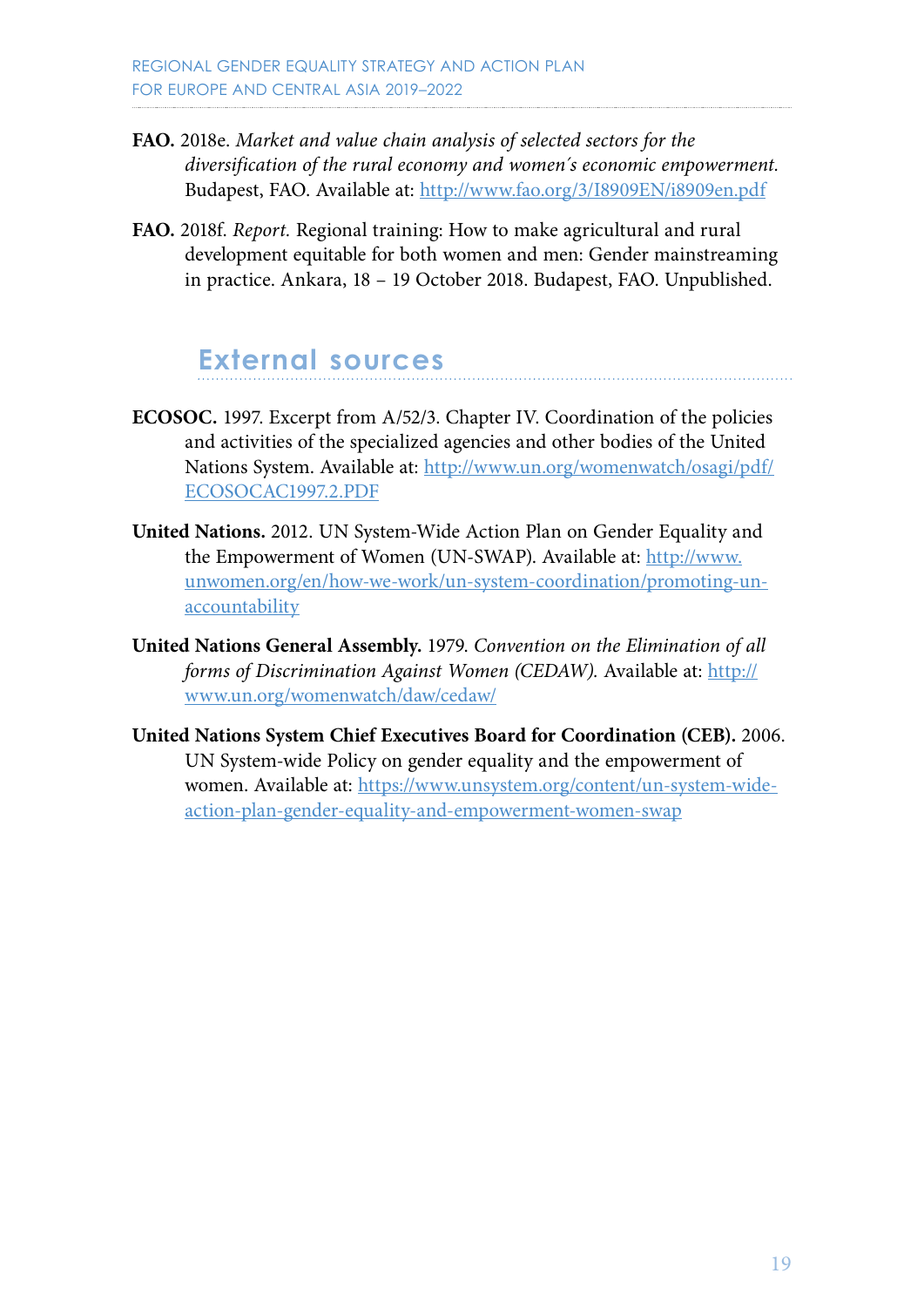**FAO.** 2018e. *Market and value chain analysis of selected sectors for the diversification of the rural economy and women´s economic empowerment.* Budapest, FAO. Available at: http://www.fao.org/3/I8909EN/i8909en.pdf

**FAO.** 2018f. *Report.* Regional training: How to make agricultural and rural development equitable for both women and men: Gender mainstreaming in practice. Ankara, 18 – 19 October 2018. Budapest, FAO. Unpublished.

## External sources

**ECOSOC.** 1997. Excerpt from A/52/3. Chapter IV. Coordination of the policies and activities of the specialized agencies and other bodies of the United Nations System. Available at: http://www.un.org/womenwatch/osagi/pdf/ECOSOCAC1997.2.PDF

**United Nations.** 2012. UN System-Wide Action Plan on Gender Equality and the Empowerment of Women (UN-SWAP). Available at: http://www.unwomen.org/en/how-we-work/un-system-coordination/promoting-un-accountability

**United Nations General Assembly.** 1979. *Convention on the Elimination of all forms of Discrimination Against Women (CEDAW).* Available at: http://www.un.org/womenwatch/daw/cedaw/

**United Nations System Chief Executives Board for Coordination (CEB).** 2006. UN System-wide Policy on gender equality and the empowerment of women. Available at: https://www.unsystem.org/content/un-system-wide-action-plan-gender-equality-and-empowerment-women-swap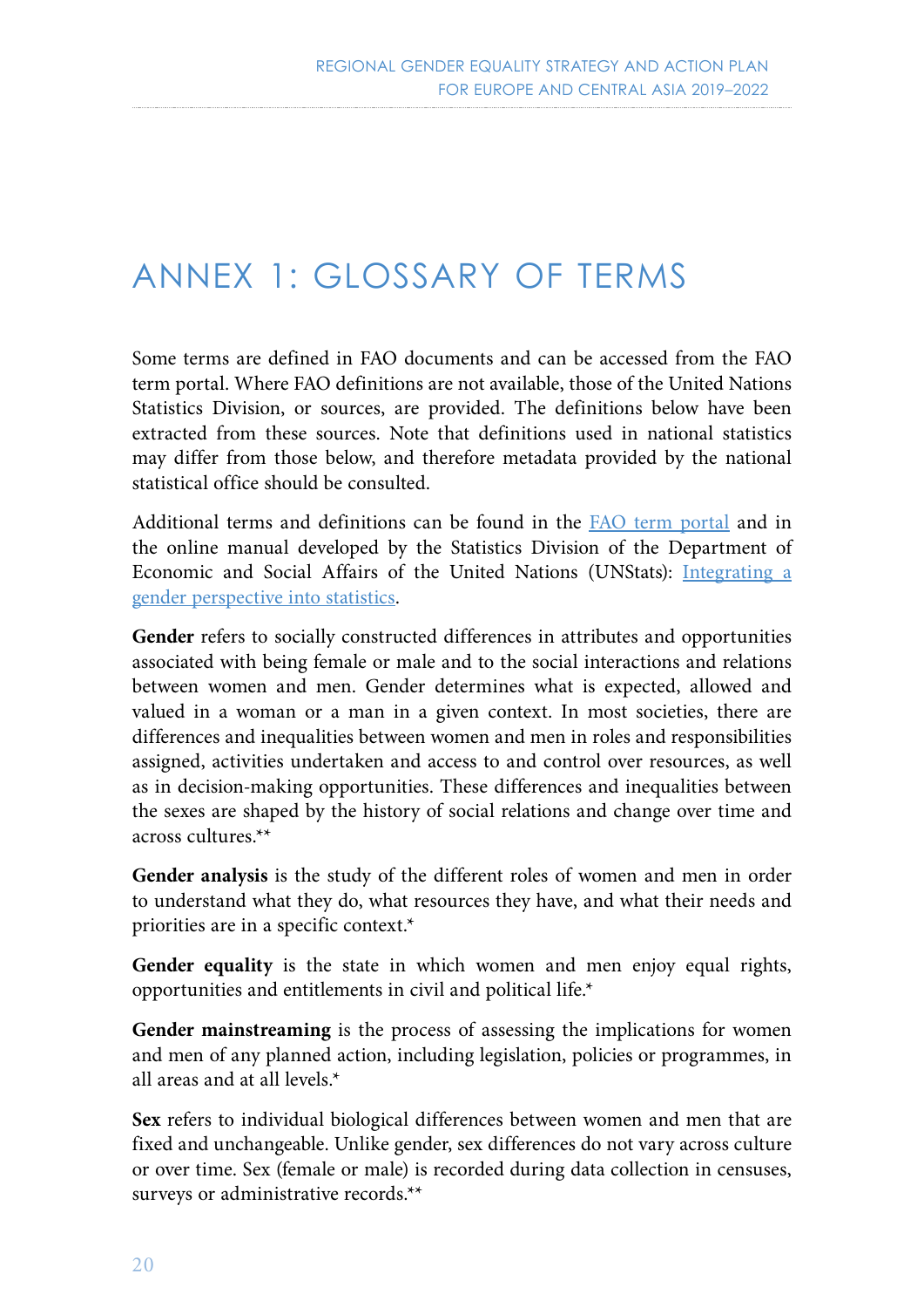# ANNEX 1: GLOSSARY OF TERMS

Some terms are defined in FAO documents and can be accessed from the FAO term portal. Where FAO definitions are not available, those of the United Nations Statistics Division, or sources, are provided. The definitions below have been extracted from these sources. Note that definitions used in national statistics may differ from those below, and therefore metadata provided by the national statistical office should be consulted.

Additional terms and definitions can be found in the FAO term portal and in the online manual developed by the Statistics Division of the Department of Economic and Social Affairs of the United Nations (UNStats): Integrating a gender perspective into statistics.

**Gender** refers to socially constructed differences in attributes and opportunities associated with being female or male and to the social interactions and relations between women and men. Gender determines what is expected, allowed and valued in a woman or a man in a given context. In most societies, there are differences and inequalities between women and men in roles and responsibilities assigned, activities undertaken and access to and control over resources, as well as in decision-making opportunities. These differences and inequalities between the sexes are shaped by the history of social relations and change over time and across cultures.**

**Gender analysis** is the study of the different roles of women and men in order to understand what they do, what resources they have, and what their needs and priorities are in a specific context.*

**Gender equality** is the state in which women and men enjoy equal rights, opportunities and entitlements in civil and political life.*

**Gender mainstreaming** is the process of assessing the implications for women and men of any planned action, including legislation, policies or programmes, in all areas and at all levels.*

**Sex** refers to individual biological differences between women and men that are fixed and unchangeable. Unlike gender, sex differences do not vary across culture or over time. Sex (female or male) is recorded during data collection in censuses, surveys or administrative records.**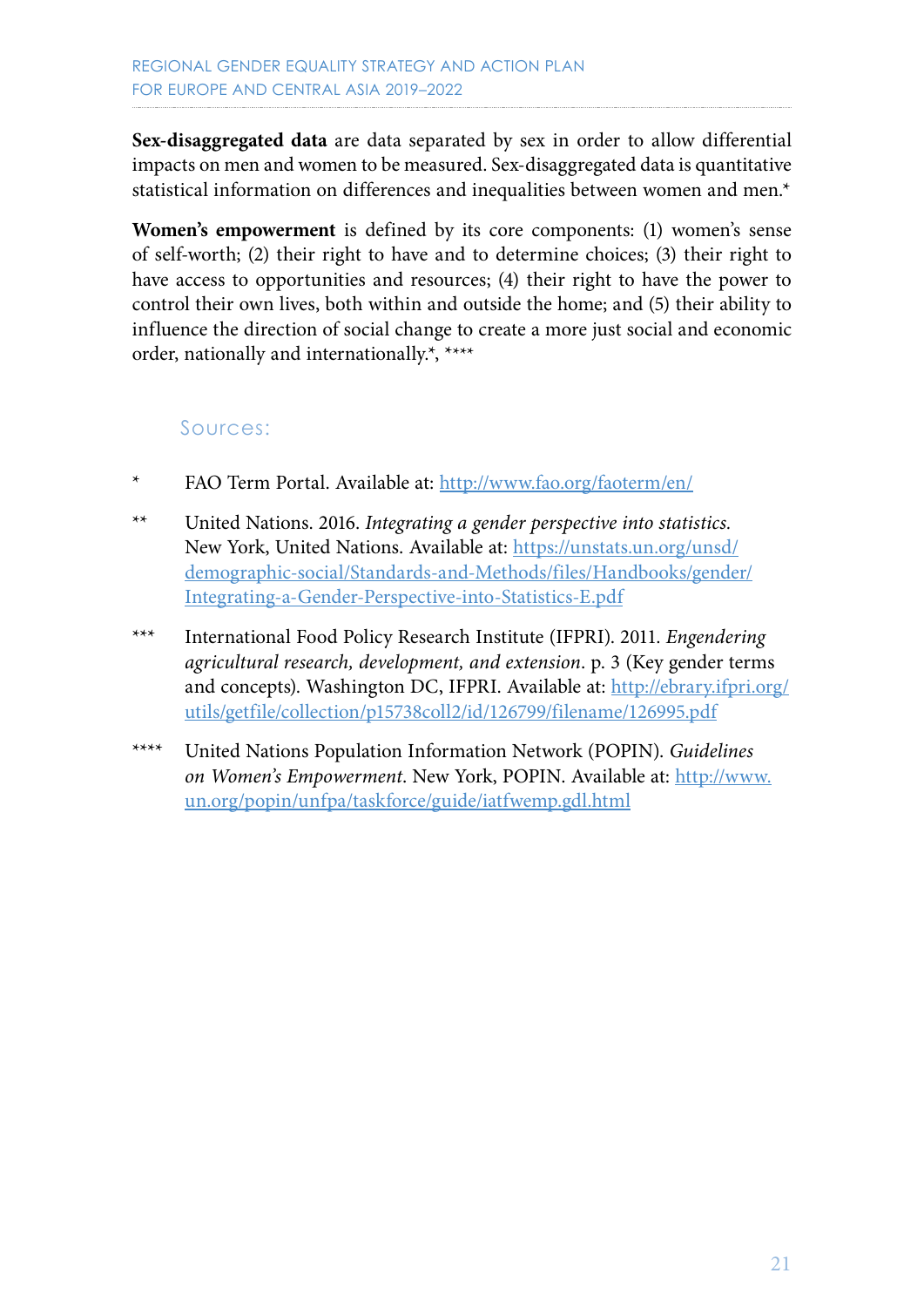**Sex-disaggregated data** are data separated by sex in order to allow differential impacts on men and women to be measured. Sex-disaggregated data is quantitative statistical information on differences and inequalities between women and men.*

**Women's empowerment** is defined by its core components: (1) women's sense of self-worth; (2) their right to have and to determine choices; (3) their right to have access to opportunities and resources; (4) their right to have the power to control their own lives, both within and outside the home; and (5) their ability to influence the direction of social change to create a more just social and economic order, nationally and internationally.*, ****

### Sources:

\* FAO Term Portal. Available at: http://www.fao.org/faoterm/en/

\*\* United Nations. 2016. *Integrating a gender perspective into statistics*. New York, United Nations. Available at: https://unstats.un.org/unsd/demographic-social/Standards-and-Methods/files/Handbooks/gender/Integrating-a-Gender-Perspective-into-Statistics-E.pdf

\*\*\* International Food Policy Research Institute (IFPRI). 2011. *Engendering agricultural research, development, and extension*. p. 3 (Key gender terms and concepts). Washington DC, IFPRI. Available at: http://ebrary.ifpri.org/utils/getfile/collection/p15738coll2/id/126799/filename/126995.pdf

\*\*\*\* United Nations Population Information Network (POPIN). *Guidelines on Women's Empowerment*. New York, POPIN. Available at: http://www.un.org/popin/unfpa/taskforce/guide/iatfwemp.gdl.html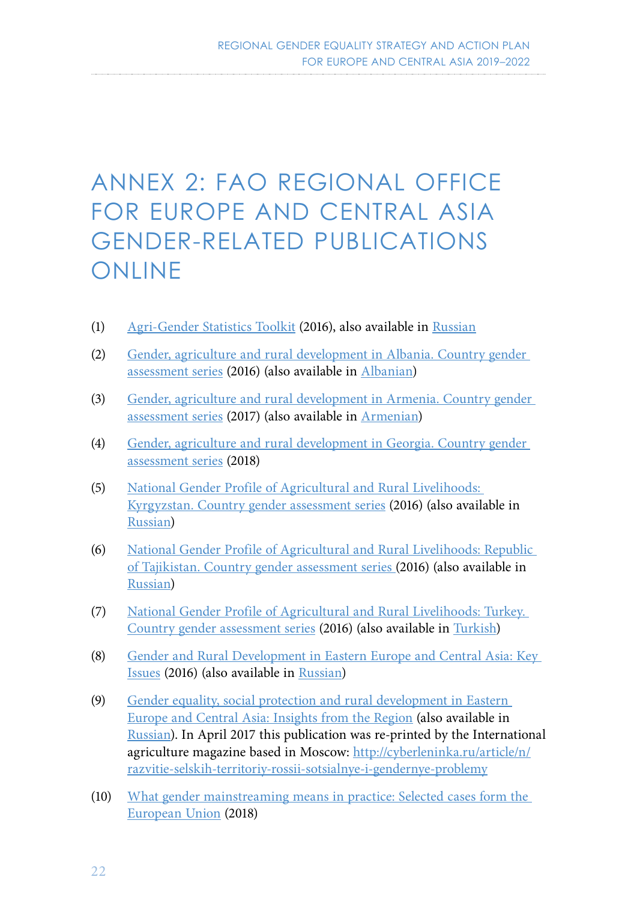# ANNEX 2: FAO REGIONAL OFFICE FOR EUROPE AND CENTRAL ASIA GENDER-RELATED PUBLICATIONS ONLINE

(1) Agri-Gender Statistics Toolkit (2016), also available in Russian

(2) Gender, agriculture and rural development in Albania. Country gender assessment series (2016) (also available in Albanian)

(3) Gender, agriculture and rural development in Armenia. Country gender assessment series (2017) (also available in Armenian)

(4) Gender, agriculture and rural development in Georgia. Country gender assessment series (2018)

(5) National Gender Profile of Agricultural and Rural Livelihoods: Kyrgyzstan. Country gender assessment series (2016) (also available in Russian)

(6) National Gender Profile of Agricultural and Rural Livelihoods: Republic of Tajikistan. Country gender assessment series (2016) (also available in Russian)

(7) National Gender Profile of Agricultural and Rural Livelihoods: Turkey. Country gender assessment series (2016) (also available in Turkish)

(8) Gender and Rural Development in Eastern Europe and Central Asia: Key Issues (2016) (also available in Russian)

(9) Gender equality, social protection and rural development in Eastern Europe and Central Asia: Insights from the Region (also available in Russian). In April 2017 this publication was re-printed by the International agriculture magazine based in Moscow: http://cyberleninka.ru/article/n/razvitie-selskih-territoriy-rossii-sotsialnye-i-gendernye-problemy

(10) What gender mainstreaming means in practice: Selected cases form the European Union (2018)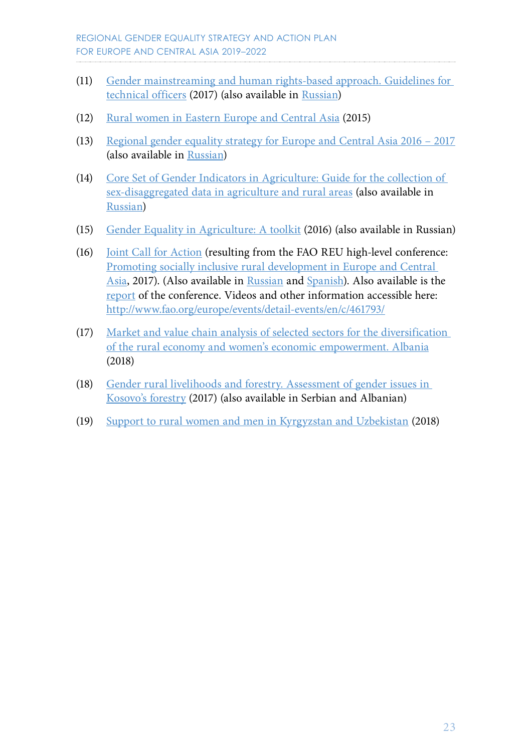(11) Gender mainstreaming and human rights-based approach. Guidelines for technical officers (2017) (also available in Russian)

(12) Rural women in Eastern Europe and Central Asia (2015)

(13) Regional gender equality strategy for Europe and Central Asia 2016 – 2017 (also available in Russian)

(14) Core Set of Gender Indicators in Agriculture: Guide for the collection of sex-disaggregated data in agriculture and rural areas (also available in Russian)

(15) Gender Equality in Agriculture: A toolkit (2016) (also available in Russian)

(16) Joint Call for Action (resulting from the FAO REU high-level conference: Promoting socially inclusive rural development in Europe and Central Asia, 2017). (Also available in Russian and Spanish). Also available is the report of the conference. Videos and other information accessible here: http://www.fao.org/europe/events/detail-events/en/c/461793/

(17) Market and value chain analysis of selected sectors for the diversification of the rural economy and women's economic empowerment. Albania (2018)

(18) Gender rural livelihoods and forestry. Assessment of gender issues in Kosovo's forestry (2017) (also available in Serbian and Albanian)

(19) Support to rural women and men in Kyrgyzstan and Uzbekistan (2018)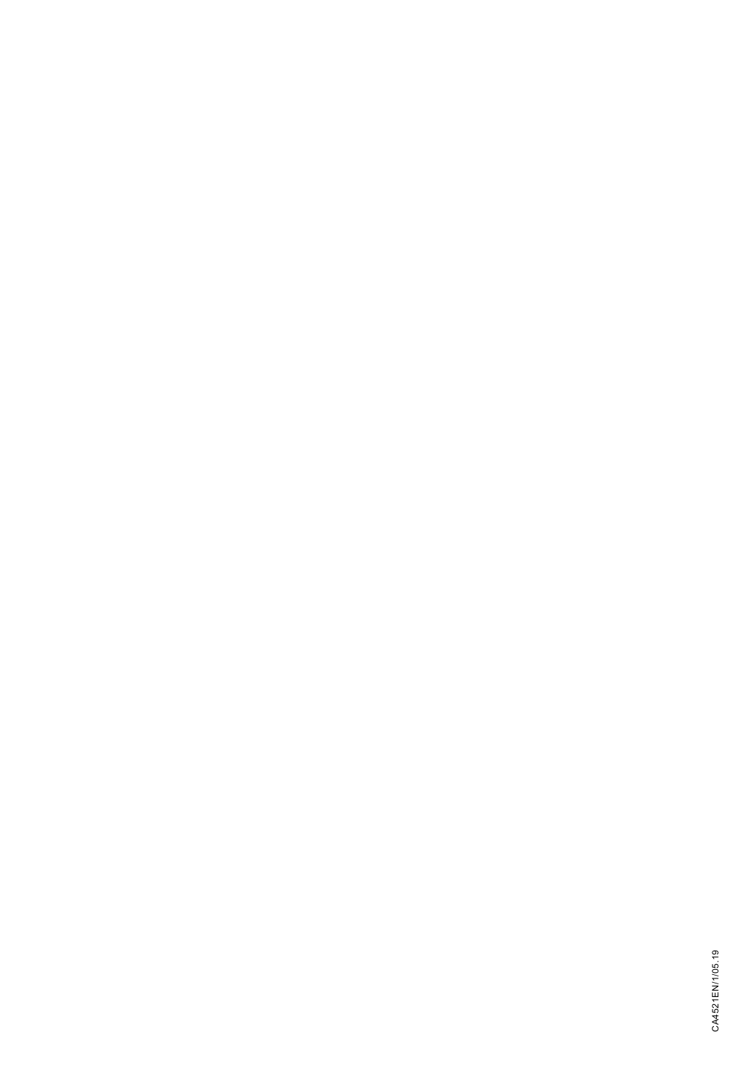CA4521EN/1/05.19